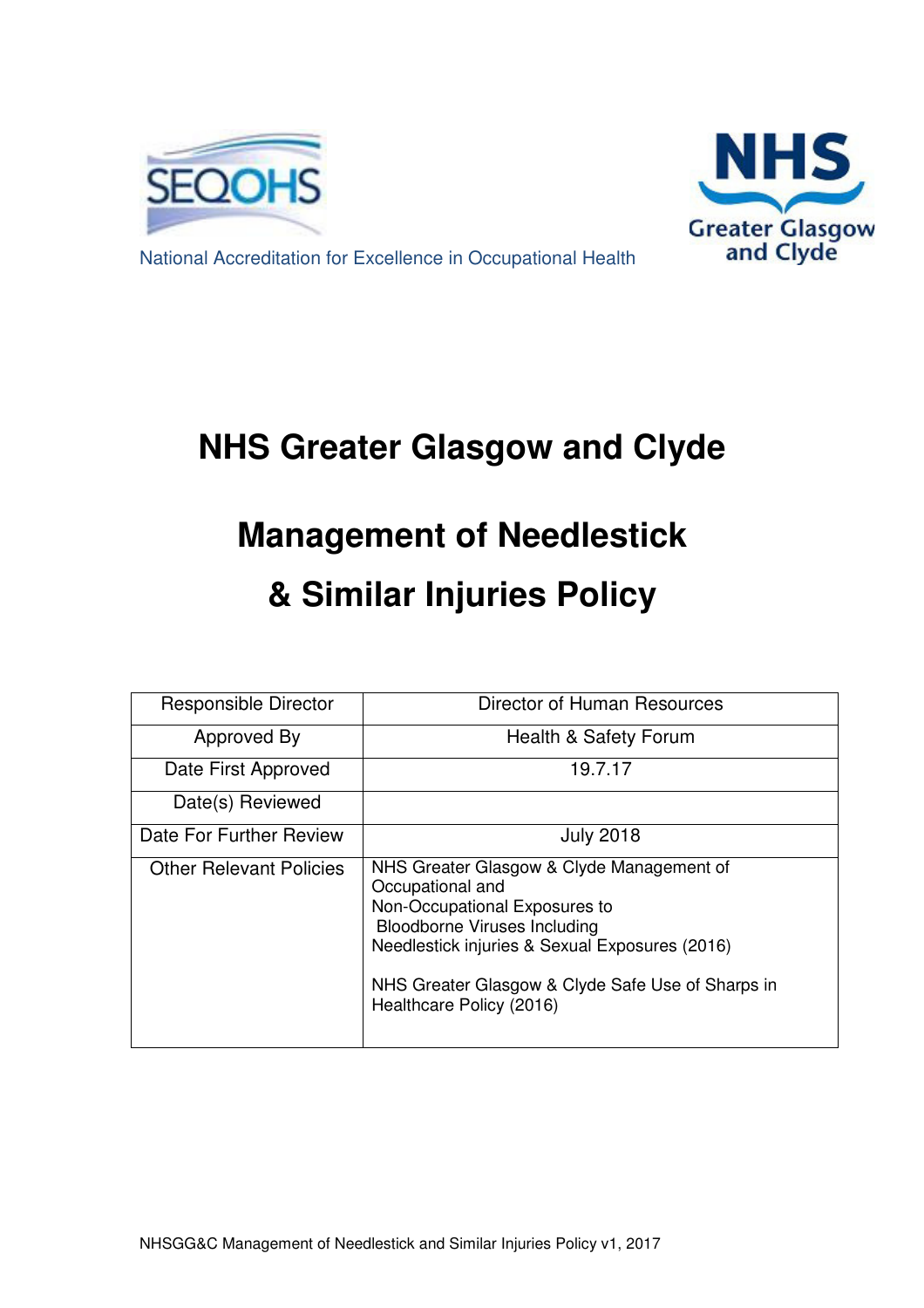National Accreditation for Excellence in Occupational Health

# NHS Greater Glasgow and Clyde

# Management of Needlestick & Similar Injuries Policy

| | |
|---|---|
| Responsible Director | Director of Human Resources |
| Approved By | Health & Safety Forum |
| Date First Approved | 19.7.17 |
| Date(s) Reviewed | |
| Date For Further Review | July 2018 |
| Other Relevant Policies | NHS Greater Glasgow & Clyde Management of Occupational and Non-Occupational Exposures to Bloodborne Viruses Including Needlestick injuries & Sexual Exposures (2016)<br><br>NHS Greater Glasgow & Clyde Safe Use of Sharps in Healthcare Policy (2016) |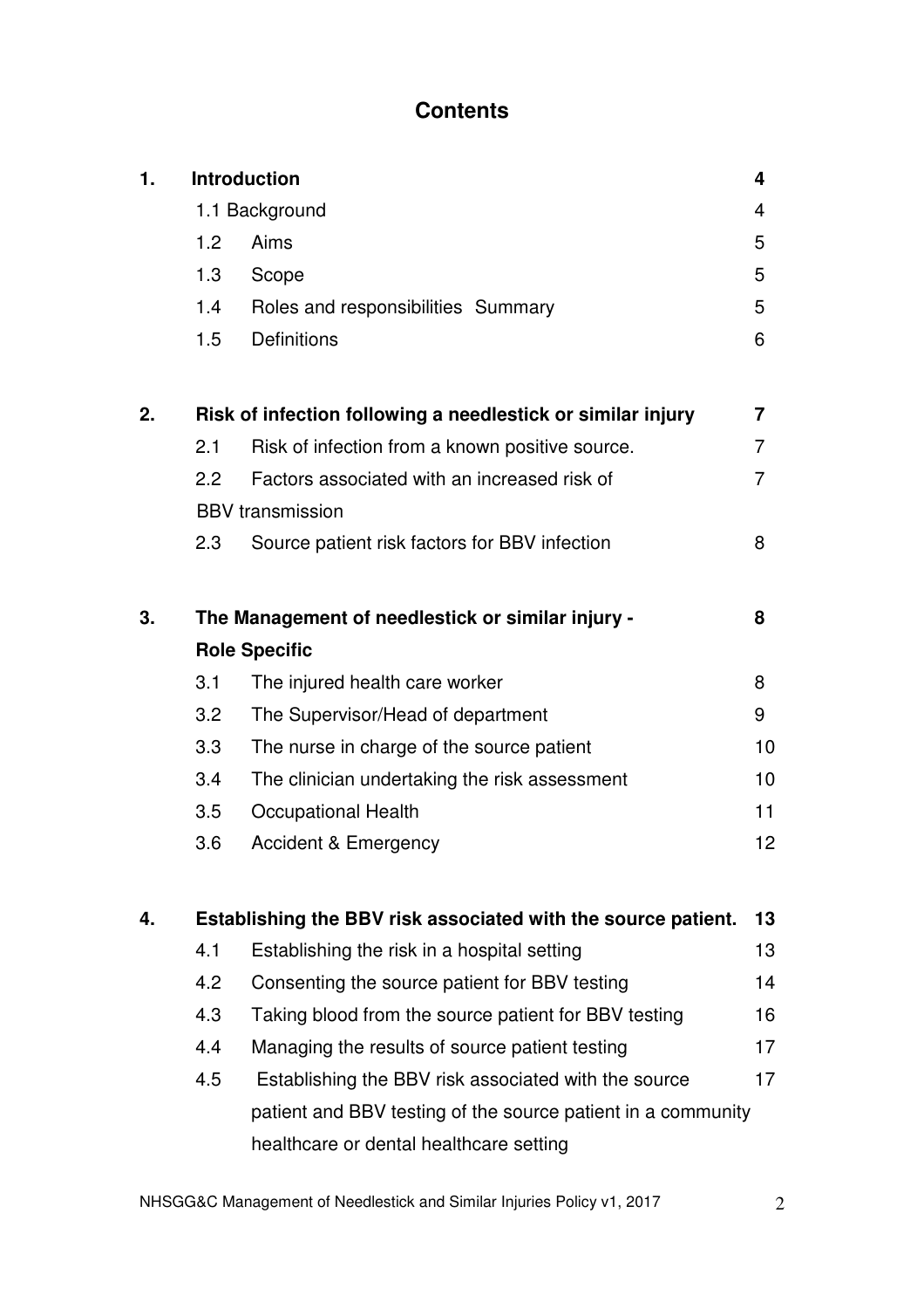# Contents

| | | | |
|---|---|---|---|
| **1.** | **Introduction** | | **4** |
| | 1.1 Background | | 4 |
| | 1.2 | Aims | 5 |
| | 1.3 | Scope | 5 |
| | 1.4 | Roles and responsibilities Summary | 5 |
| | 1.5 | Definitions | 6 |
| **2.** | **Risk of infection following a needlestick or similar injury** | | **7** |
| | 2.1 | Risk of infection from a known positive source. | 7 |
| | 2.2 | Factors associated with an increased risk of BBV transmission | 7 |
| | 2.3 | Source patient risk factors for BBV infection | 8 |
| **3.** | **The Management of needlestick or similar injury - Role Specific** | | **8** |
| | 3.1 | The injured health care worker | 8 |
| | 3.2 | The Supervisor/Head of department | 9 |
| | 3.3 | The nurse in charge of the source patient | 10 |
| | 3.4 | The clinician undertaking the risk assessment | 10 |
| | 3.5 | Occupational Health | 11 |
| | 3.6 | Accident & Emergency | 12 |
| **4.** | **Establishing the BBV risk associated with the source patient.** | | **13** |
| | 4.1 | Establishing the risk in a hospital setting | 13 |
| | 4.2 | Consenting the source patient for BBV testing | 14 |
| | 4.3 | Taking blood from the source patient for BBV testing | 16 |
| | 4.4 | Managing the results of source patient testing | 17 |
| | 4.5 | Establishing the BBV risk associated with the source patient and BBV testing of the source patient in a community healthcare or dental healthcare setting | 17 |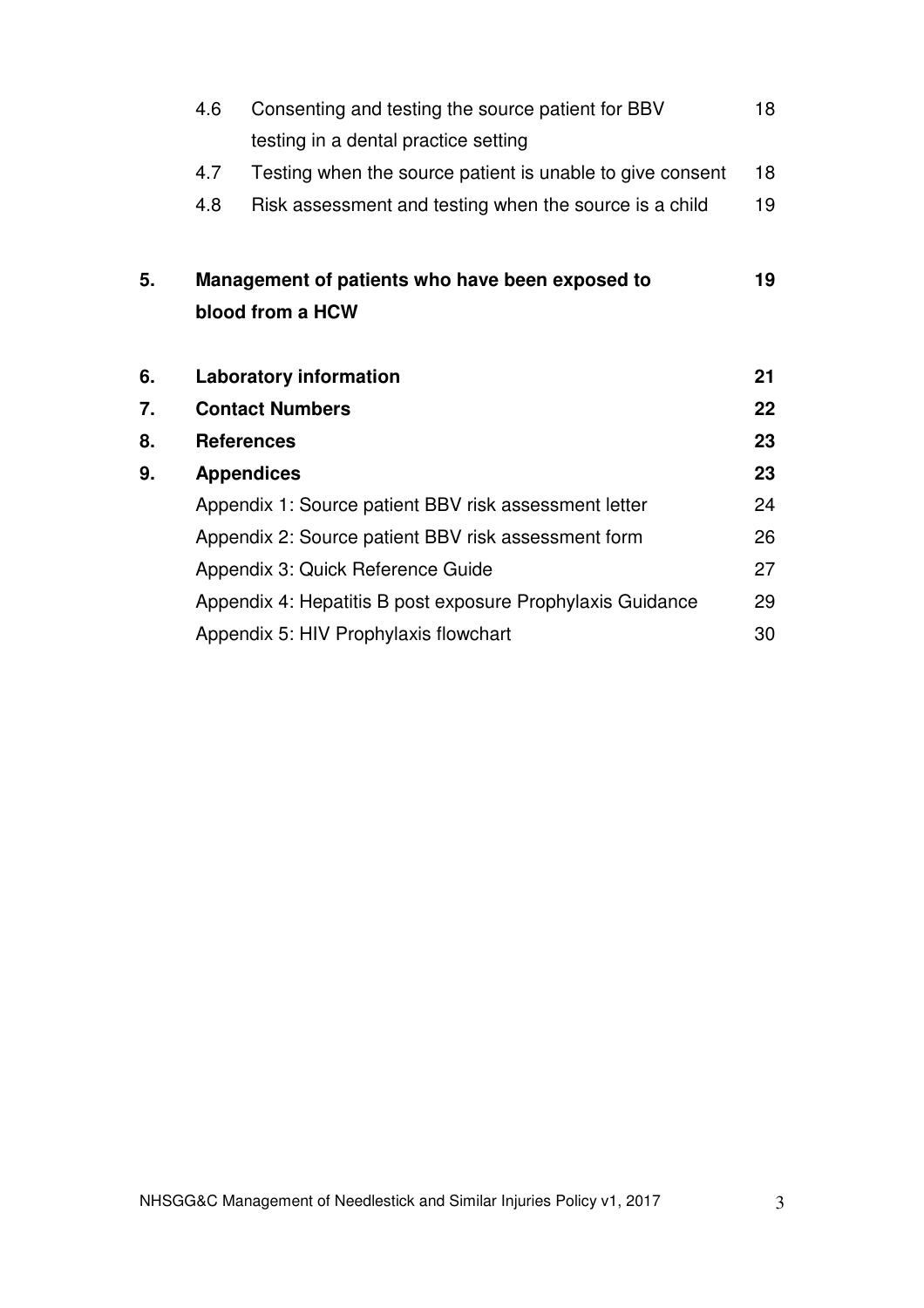| | | | |
|---|---|---|---|
| | 4.6 | Consenting and testing the source patient for BBV testing in a dental practice setting | 18 |
| | 4.7 | Testing when the source patient is unable to give consent | 18 |
| | 4.8 | Risk assessment and testing when the source is a child | 19 |
| **5.** | **Management of patients who have been exposed to blood from a HCW** | | **19** |
| **6.** | **Laboratory information** | | **21** |
| **7.** | **Contact Numbers** | | **22** |
| **8.** | **References** | | **23** |
| **9.** | **Appendices** | | **23** |
| | Appendix 1: Source patient BBV risk assessment letter | | 24 |
| | Appendix 2: Source patient BBV risk assessment form | | 26 |
| | Appendix 3: Quick Reference Guide | | 27 |
| | Appendix 4: Hepatitis B post exposure Prophylaxis Guidance | | 29 |
| | Appendix 5: HIV Prophylaxis flowchart | | 30 |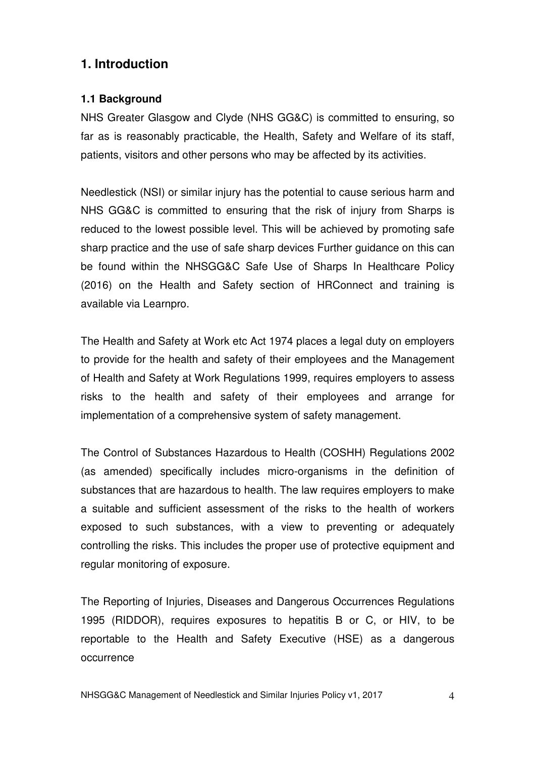# 1. Introduction

## 1.1 Background

NHS Greater Glasgow and Clyde (NHS GG&C) is committed to ensuring, so far as is reasonably practicable, the Health, Safety and Welfare of its staff, patients, visitors and other persons who may be affected by its activities.

Needlestick (NSI) or similar injury has the potential to cause serious harm and NHS GG&C is committed to ensuring that the risk of injury from Sharps is reduced to the lowest possible level. This will be achieved by promoting safe sharp practice and the use of safe sharp devices Further guidance on this can be found within the NHSGG&C Safe Use of Sharps In Healthcare Policy (2016) on the Health and Safety section of HRConnect and training is available via Learnpro.

The Health and Safety at Work etc Act 1974 places a legal duty on employers to provide for the health and safety of their employees and the Management of Health and Safety at Work Regulations 1999, requires employers to assess risks to the health and safety of their employees and arrange for implementation of a comprehensive system of safety management.

The Control of Substances Hazardous to Health (COSHH) Regulations 2002 (as amended) specifically includes micro-organisms in the definition of substances that are hazardous to health. The law requires employers to make a suitable and sufficient assessment of the risks to the health of workers exposed to such substances, with a view to preventing or adequately controlling the risks. This includes the proper use of protective equipment and regular monitoring of exposure.

The Reporting of Injuries, Diseases and Dangerous Occurrences Regulations 1995 (RIDDOR), requires exposures to hepatitis B or C, or HIV, to be reportable to the Health and Safety Executive (HSE) as a dangerous occurrence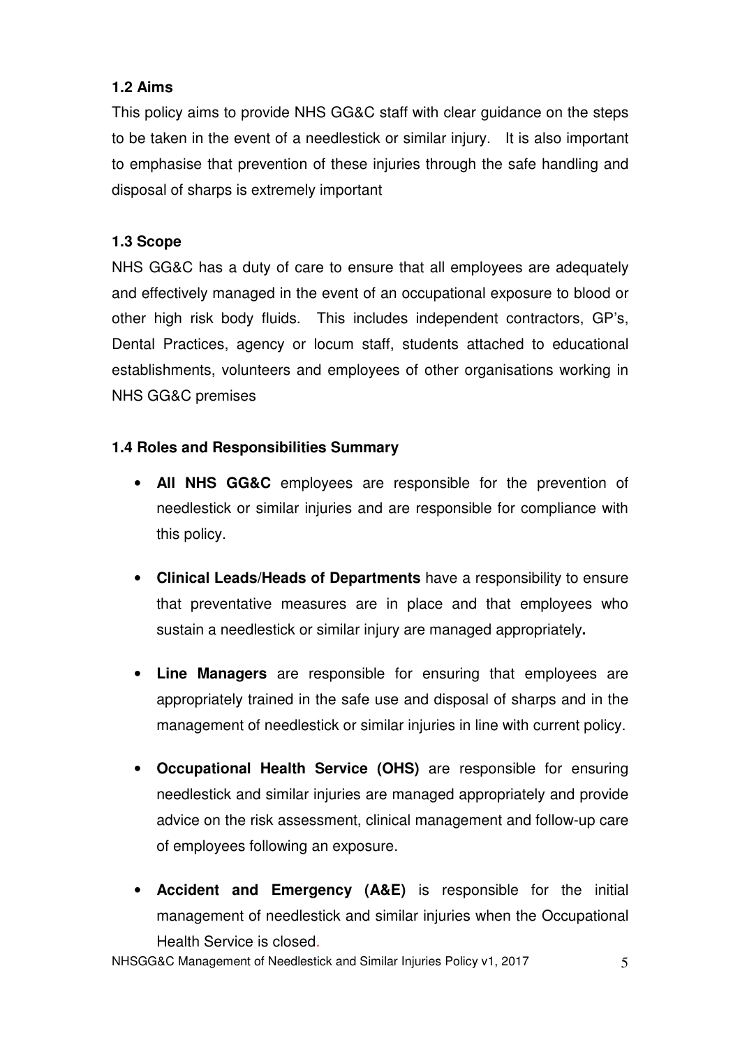### 1.2 Aims

This policy aims to provide NHS GG&C staff with clear guidance on the steps to be taken in the event of a needlestick or similar injury. It is also important to emphasise that prevention of these injuries through the safe handling and disposal of sharps is extremely important

### 1.3 Scope

NHS GG&C has a duty of care to ensure that all employees are adequately and effectively managed in the event of an occupational exposure to blood or other high risk body fluids. This includes independent contractors, GP's, Dental Practices, agency or locum staff, students attached to educational establishments, volunteers and employees of other organisations working in NHS GG&C premises

### 1.4 Roles and Responsibilities Summary

- **All NHS GG&C** employees are responsible for the prevention of needlestick or similar injuries and are responsible for compliance with this policy.
- **Clinical Leads/Heads of Departments** have a responsibility to ensure that preventative measures are in place and that employees who sustain a needlestick or similar injury are managed appropriately**.**
- **Line Managers** are responsible for ensuring that employees are appropriately trained in the safe use and disposal of sharps and in the management of needlestick or similar injuries in line with current policy.
- **Occupational Health Service (OHS)** are responsible for ensuring needlestick and similar injuries are managed appropriately and provide advice on the risk assessment, clinical management and follow-up care of employees following an exposure.
- **Accident and Emergency (A&E)** is responsible for the initial management of needlestick and similar injuries when the Occupational Health Service is closed.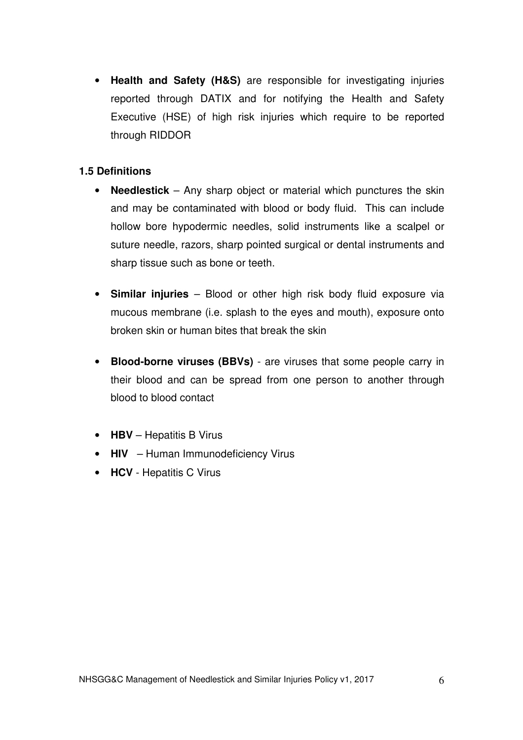- **Health and Safety (H&S)** are responsible for investigating injuries reported through DATIX and for notifying the Health and Safety Executive (HSE) of high risk injuries which require to be reported through RIDDOR

### 1.5 Definitions

- **Needlestick** – Any sharp object or material which punctures the skin and may be contaminated with blood or body fluid. This can include hollow bore hypodermic needles, solid instruments like a scalpel or suture needle, razors, sharp pointed surgical or dental instruments and sharp tissue such as bone or teeth.

- **Similar injuries** – Blood or other high risk body fluid exposure via mucous membrane (i.e. splash to the eyes and mouth), exposure onto broken skin or human bites that break the skin

- **Blood-borne viruses (BBVs)** - are viruses that some people carry in their blood and can be spread from one person to another through blood to blood contact

- **HBV** – Hepatitis B Virus
- **HIV** – Human Immunodeficiency Virus
- **HCV** - Hepatitis C Virus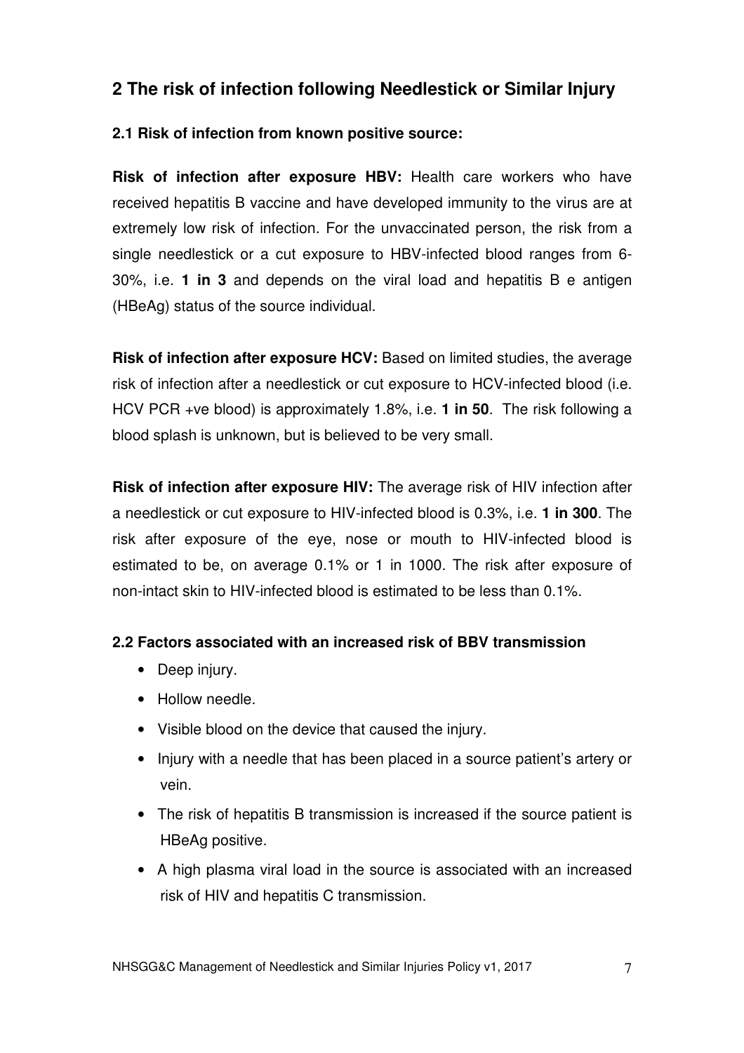## 2 The risk of infection following Needlestick or Similar Injury

### 2.1 Risk of infection from known positive source:

**Risk of infection after exposure HBV:** Health care workers who have received hepatitis B vaccine and have developed immunity to the virus are at extremely low risk of infection. For the unvaccinated person, the risk from a single needlestick or a cut exposure to HBV-infected blood ranges from 6-30%, i.e. **1 in 3** and depends on the viral load and hepatitis B e antigen (HBeAg) status of the source individual.

**Risk of infection after exposure HCV:** Based on limited studies, the average risk of infection after a needlestick or cut exposure to HCV-infected blood (i.e. HCV PCR +ve blood) is approximately 1.8%, i.e. **1 in 50**. The risk following a blood splash is unknown, but is believed to be very small.

**Risk of infection after exposure HIV:** The average risk of HIV infection after a needlestick or cut exposure to HIV-infected blood is 0.3%, i.e. **1 in 300**. The risk after exposure of the eye, nose or mouth to HIV-infected blood is estimated to be, on average 0.1% or 1 in 1000. The risk after exposure of non-intact skin to HIV-infected blood is estimated to be less than 0.1%.

### 2.2 Factors associated with an increased risk of BBV transmission

- Deep injury.
- Hollow needle.
- Visible blood on the device that caused the injury.
- Injury with a needle that has been placed in a source patient's artery or vein.
- The risk of hepatitis B transmission is increased if the source patient is HBeAg positive.
- A high plasma viral load in the source is associated with an increased risk of HIV and hepatitis C transmission.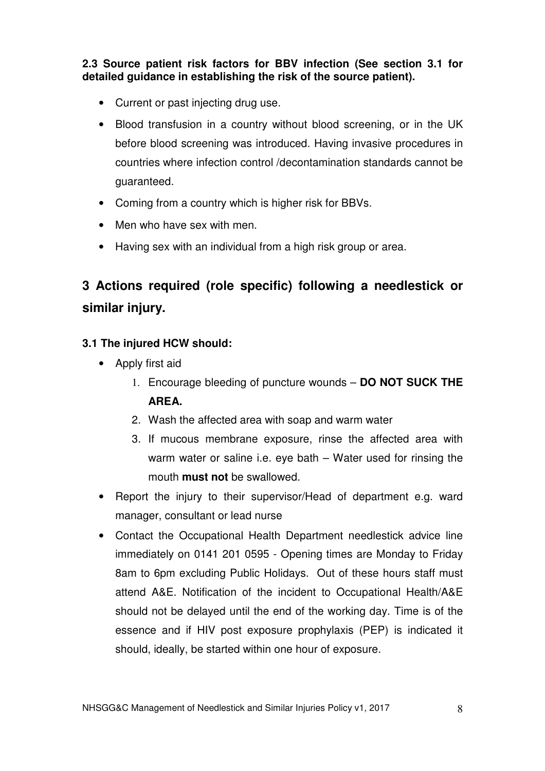**2.3 Source patient risk factors for BBV infection (See section 3.1 for detailed guidance in establishing the risk of the source patient).**

- Current or past injecting drug use.
- Blood transfusion in a country without blood screening, or in the UK before blood screening was introduced. Having invasive procedures in countries where infection control /decontamination standards cannot be guaranteed.
- Coming from a country which is higher risk for BBVs.
- Men who have sex with men.
- Having sex with an individual from a high risk group or area.

# 3 Actions required (role specific) following a needlestick or similar injury.

### 3.1 The injured HCW should:

- Apply first aid
    1. Encourage bleeding of puncture wounds – **DO NOT SUCK THE AREA.**
    2. Wash the affected area with soap and warm water
    3. If mucous membrane exposure, rinse the affected area with warm water or saline i.e. eye bath – Water used for rinsing the mouth **must not** be swallowed.
- Report the injury to their supervisor/Head of department e.g. ward manager, consultant or lead nurse
- Contact the Occupational Health Department needlestick advice line immediately on 0141 201 0595 - Opening times are Monday to Friday 8am to 6pm excluding Public Holidays. Out of these hours staff must attend A&E. Notification of the incident to Occupational Health/A&E should not be delayed until the end of the working day. Time is of the essence and if HIV post exposure prophylaxis (PEP) is indicated it should, ideally, be started within one hour of exposure.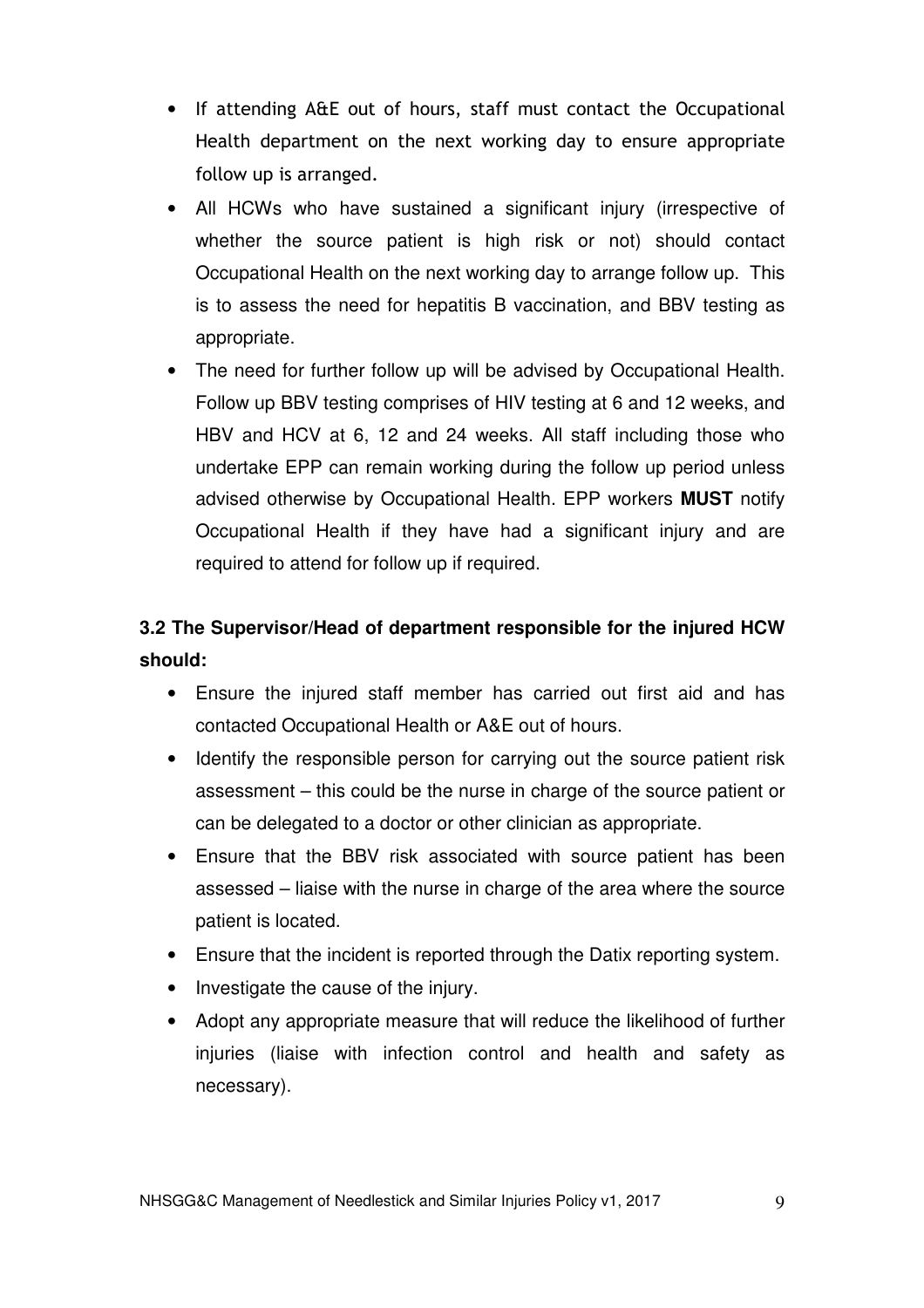- If attending A&E out of hours, staff must contact the Occupational Health department on the next working day to ensure appropriate follow up is arranged.
- All HCWs who have sustained a significant injury (irrespective of whether the source patient is high risk or not) should contact Occupational Health on the next working day to arrange follow up. This is to assess the need for hepatitis B vaccination, and BBV testing as appropriate.
- The need for further follow up will be advised by Occupational Health. Follow up BBV testing comprises of HIV testing at 6 and 12 weeks, and HBV and HCV at 6, 12 and 24 weeks. All staff including those who undertake EPP can remain working during the follow up period unless advised otherwise by Occupational Health. EPP workers **MUST** notify Occupational Health if they have had a significant injury and are required to attend for follow up if required.

### 3.2 The Supervisor/Head of department responsible for the injured HCW should:

- Ensure the injured staff member has carried out first aid and has contacted Occupational Health or A&E out of hours.
- Identify the responsible person for carrying out the source patient risk assessment – this could be the nurse in charge of the source patient or can be delegated to a doctor or other clinician as appropriate.
- Ensure that the BBV risk associated with source patient has been assessed – liaise with the nurse in charge of the area where the source patient is located.
- Ensure that the incident is reported through the Datix reporting system.
- Investigate the cause of the injury.
- Adopt any appropriate measure that will reduce the likelihood of further injuries (liaise with infection control and health and safety as necessary).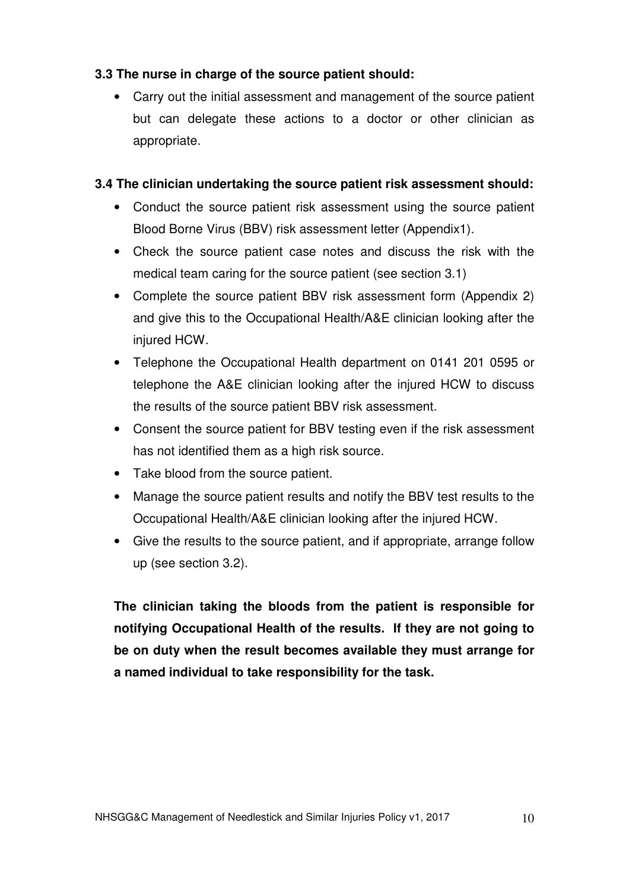**3.3 The nurse in charge of the source patient should:**

- Carry out the initial assessment and management of the source patient but can delegate these actions to a doctor or other clinician as appropriate.

**3.4 The clinician undertaking the source patient risk assessment should:**

- Conduct the source patient risk assessment using the source patient Blood Borne Virus (BBV) risk assessment letter (Appendix1).
- Check the source patient case notes and discuss the risk with the medical team caring for the source patient (see section 3.1)
- Complete the source patient BBV risk assessment form (Appendix 2) and give this to the Occupational Health/A&E clinician looking after the injured HCW.
- Telephone the Occupational Health department on 0141 201 0595 or telephone the A&E clinician looking after the injured HCW to discuss the results of the source patient BBV risk assessment.
- Consent the source patient for BBV testing even if the risk assessment has not identified them as a high risk source.
- Take blood from the source patient.
- Manage the source patient results and notify the BBV test results to the Occupational Health/A&E clinician looking after the injured HCW.
- Give the results to the source patient, and if appropriate, arrange follow up (see section 3.2).

**The clinician taking the bloods from the patient is responsible for notifying Occupational Health of the results. If they are not going to be on duty when the result becomes available they must arrange for a named individual to take responsibility for the task.**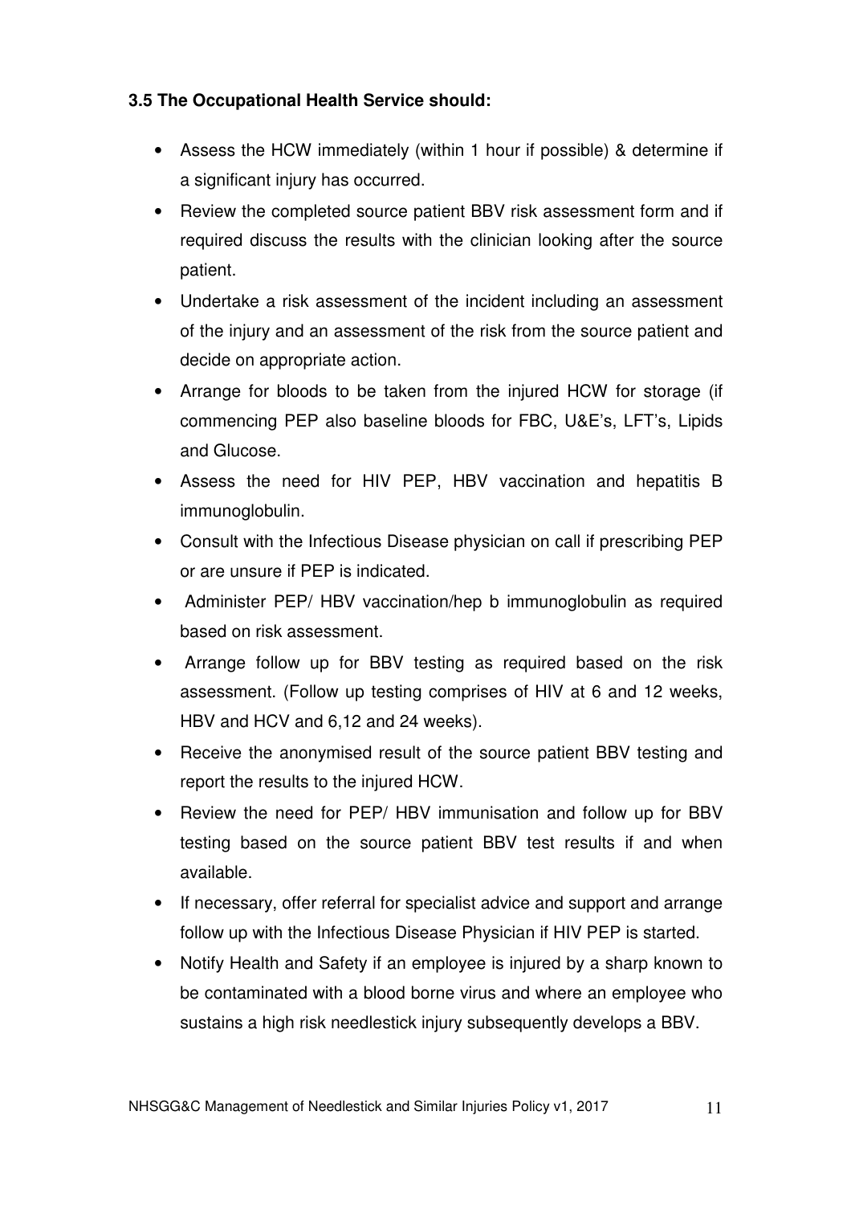### 3.5 The Occupational Health Service should:

- Assess the HCW immediately (within 1 hour if possible) & determine if a significant injury has occurred.
- Review the completed source patient BBV risk assessment form and if required discuss the results with the clinician looking after the source patient.
- Undertake a risk assessment of the incident including an assessment of the injury and an assessment of the risk from the source patient and decide on appropriate action.
- Arrange for bloods to be taken from the injured HCW for storage (if commencing PEP also baseline bloods for FBC, U&E's, LFT's, Lipids and Glucose.
- Assess the need for HIV PEP, HBV vaccination and hepatitis B immunoglobulin.
- Consult with the Infectious Disease physician on call if prescribing PEP or are unsure if PEP is indicated.
- Administer PEP/ HBV vaccination/hep b immunoglobulin as required based on risk assessment.
- Arrange follow up for BBV testing as required based on the risk assessment. (Follow up testing comprises of HIV at 6 and 12 weeks, HBV and HCV and 6,12 and 24 weeks).
- Receive the anonymised result of the source patient BBV testing and report the results to the injured HCW.
- Review the need for PEP/ HBV immunisation and follow up for BBV testing based on the source patient BBV test results if and when available.
- If necessary, offer referral for specialist advice and support and arrange follow up with the Infectious Disease Physician if HIV PEP is started.
- Notify Health and Safety if an employee is injured by a sharp known to be contaminated with a blood borne virus and where an employee who sustains a high risk needlestick injury subsequently develops a BBV.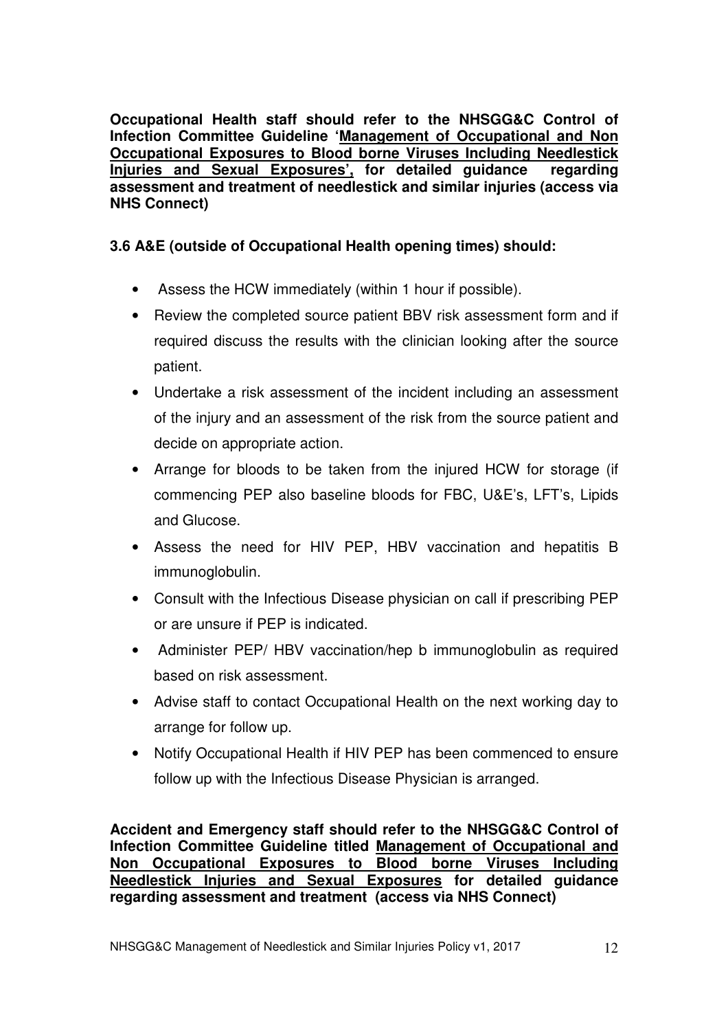**Occupational Health staff should refer to the NHSGG&C Control of Infection Committee Guideline '<u>Management of Occupational and Non Occupational Exposures to Blood borne Viruses Including Needlestick Injuries and Sexual Exposures'</u>, for detailed guidance regarding assessment and treatment of needlestick and similar injuries (access via NHS Connect)**

### 3.6 A&E (outside of Occupational Health opening times) should:

- Assess the HCW immediately (within 1 hour if possible).
- Review the completed source patient BBV risk assessment form and if required discuss the results with the clinician looking after the source patient.
- Undertake a risk assessment of the incident including an assessment of the injury and an assessment of the risk from the source patient and decide on appropriate action.
- Arrange for bloods to be taken from the injured HCW for storage (if commencing PEP also baseline bloods for FBC, U&E's, LFT's, Lipids and Glucose.
- Assess the need for HIV PEP, HBV vaccination and hepatitis B immunoglobulin.
- Consult with the Infectious Disease physician on call if prescribing PEP or are unsure if PEP is indicated.
- Administer PEP/ HBV vaccination/hep b immunoglobulin as required based on risk assessment.
- Advise staff to contact Occupational Health on the next working day to arrange for follow up.
- Notify Occupational Health if HIV PEP has been commenced to ensure follow up with the Infectious Disease Physician is arranged.

**Accident and Emergency staff should refer to the NHSGG&C Control of Infection Committee Guideline titled <u>Management of Occupational and Non Occupational Exposures to Blood borne Viruses Including Needlestick Injuries and Sexual Exposures</u> for detailed guidance regarding assessment and treatment (access via NHS Connect)**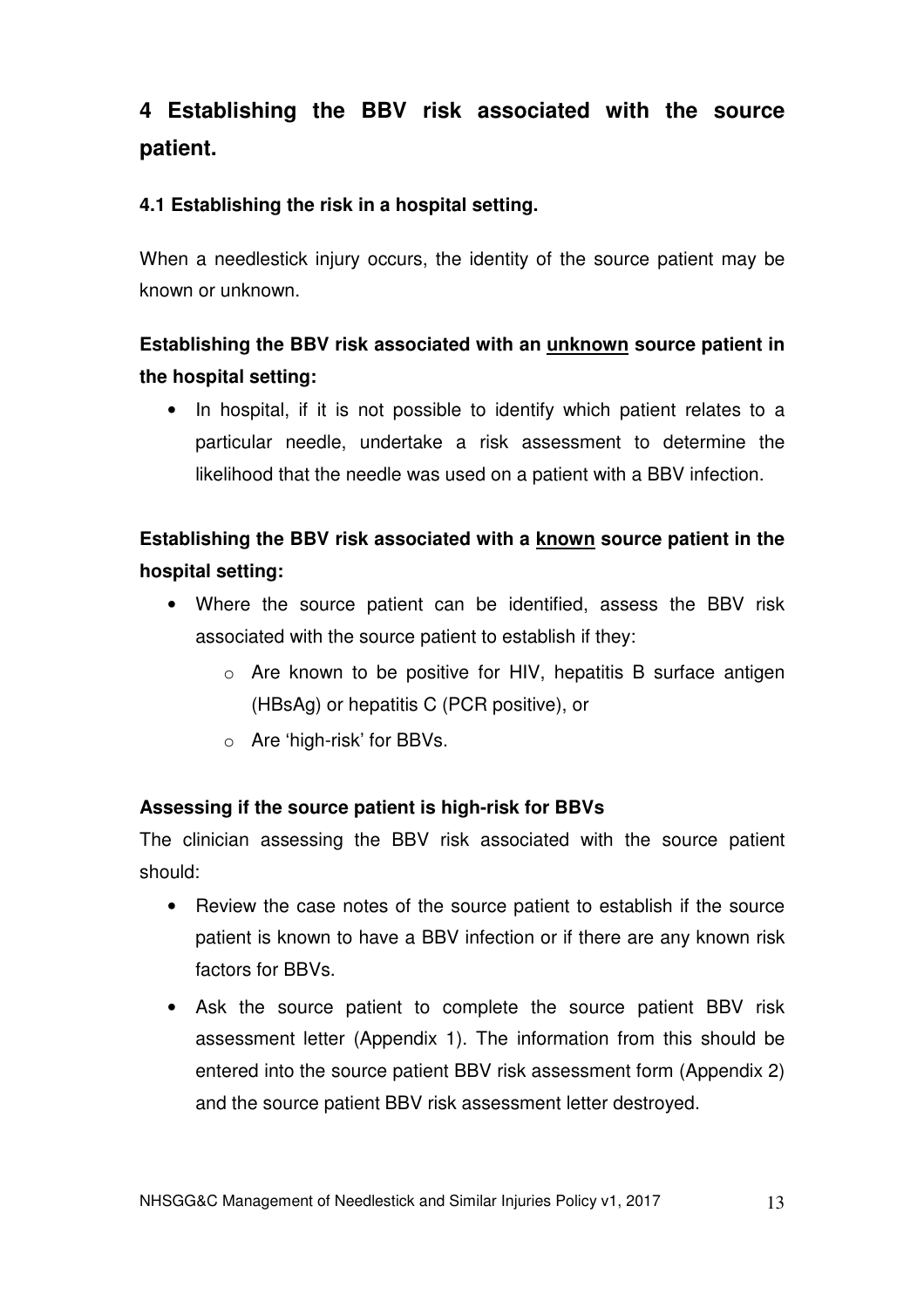# 4 Establishing the BBV risk associated with the source patient.

### 4.1 Establishing the risk in a hospital setting.

When a needlestick injury occurs, the identity of the source patient may be known or unknown.

**Establishing the BBV risk associated with an <u>unknown</u> source patient in the hospital setting:**

- In hospital, if it is not possible to identify which patient relates to a particular needle, undertake a risk assessment to determine the likelihood that the needle was used on a patient with a BBV infection.

**Establishing the BBV risk associated with a <u>known</u> source patient in the hospital setting:**

- Where the source patient can be identified, assess the BBV risk associated with the source patient to establish if they:
    - Are known to be positive for HIV, hepatitis B surface antigen (HBsAg) or hepatitis C (PCR positive), or
    - Are 'high-risk' for BBVs.

**Assessing if the source patient is high-risk for BBVs**

The clinician assessing the BBV risk associated with the source patient should:

- Review the case notes of the source patient to establish if the source patient is known to have a BBV infection or if there are any known risk factors for BBVs.
- Ask the source patient to complete the source patient BBV risk assessment letter (Appendix 1). The information from this should be entered into the source patient BBV risk assessment form (Appendix 2) and the source patient BBV risk assessment letter destroyed.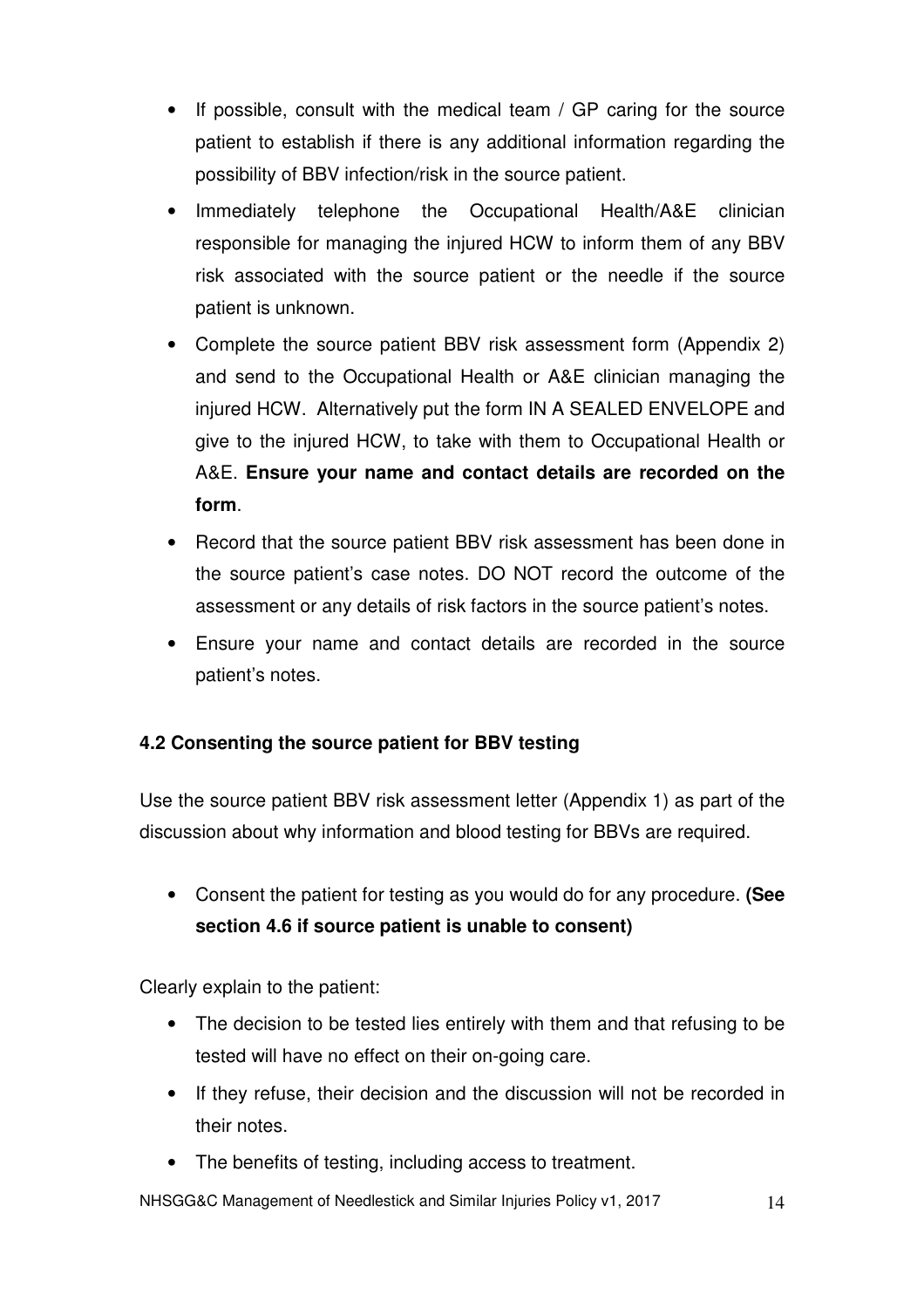- If possible, consult with the medical team / GP caring for the source patient to establish if there is any additional information regarding the possibility of BBV infection/risk in the source patient.
- Immediately telephone the Occupational Health/A&E clinician responsible for managing the injured HCW to inform them of any BBV risk associated with the source patient or the needle if the source patient is unknown.
- Complete the source patient BBV risk assessment form (Appendix 2) and send to the Occupational Health or A&E clinician managing the injured HCW. Alternatively put the form IN A SEALED ENVELOPE and give to the injured HCW, to take with them to Occupational Health or A&E. **Ensure your name and contact details are recorded on the form**.
- Record that the source patient BBV risk assessment has been done in the source patient's case notes. DO NOT record the outcome of the assessment or any details of risk factors in the source patient's notes.
- Ensure your name and contact details are recorded in the source patient's notes.

### 4.2 Consenting the source patient for BBV testing

Use the source patient BBV risk assessment letter (Appendix 1) as part of the discussion about why information and blood testing for BBVs are required.

- Consent the patient for testing as you would do for any procedure. **(See section 4.6 if source patient is unable to consent)**

Clearly explain to the patient:

- The decision to be tested lies entirely with them and that refusing to be tested will have no effect on their on-going care.
- If they refuse, their decision and the discussion will not be recorded in their notes.
- The benefits of testing, including access to treatment.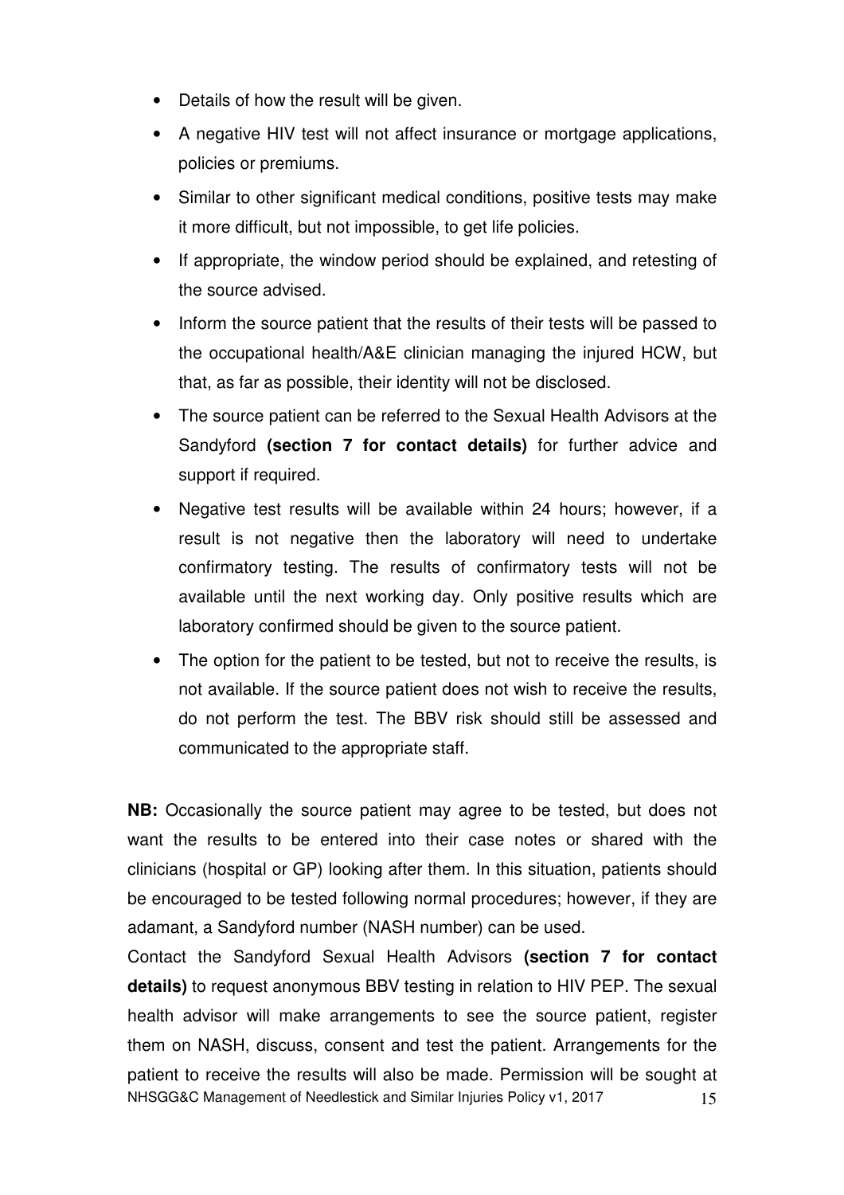- Details of how the result will be given.
- A negative HIV test will not affect insurance or mortgage applications, policies or premiums.
- Similar to other significant medical conditions, positive tests may make it more difficult, but not impossible, to get life policies.
- If appropriate, the window period should be explained, and retesting of the source advised.
- Inform the source patient that the results of their tests will be passed to the occupational health/A&E clinician managing the injured HCW, but that, as far as possible, their identity will not be disclosed.
- The source patient can be referred to the Sexual Health Advisors at the Sandyford **(section 7 for contact details)** for further advice and support if required.
- Negative test results will be available within 24 hours; however, if a result is not negative then the laboratory will need to undertake confirmatory testing. The results of confirmatory tests will not be available until the next working day. Only positive results which are laboratory confirmed should be given to the source patient.
- The option for the patient to be tested, but not to receive the results, is not available. If the source patient does not wish to receive the results, do not perform the test. The BBV risk should still be assessed and communicated to the appropriate staff.

**NB:** Occasionally the source patient may agree to be tested, but does not want the results to be entered into their case notes or shared with the clinicians (hospital or GP) looking after them. In this situation, patients should be encouraged to be tested following normal procedures; however, if they are adamant, a Sandyford number (NASH number) can be used.

Contact the Sandyford Sexual Health Advisors **(section 7 for contact details)** to request anonymous BBV testing in relation to HIV PEP. The sexual health advisor will make arrangements to see the source patient, register them on NASH, discuss, consent and test the patient. Arrangements for the patient to receive the results will also be made. Permission will be sought at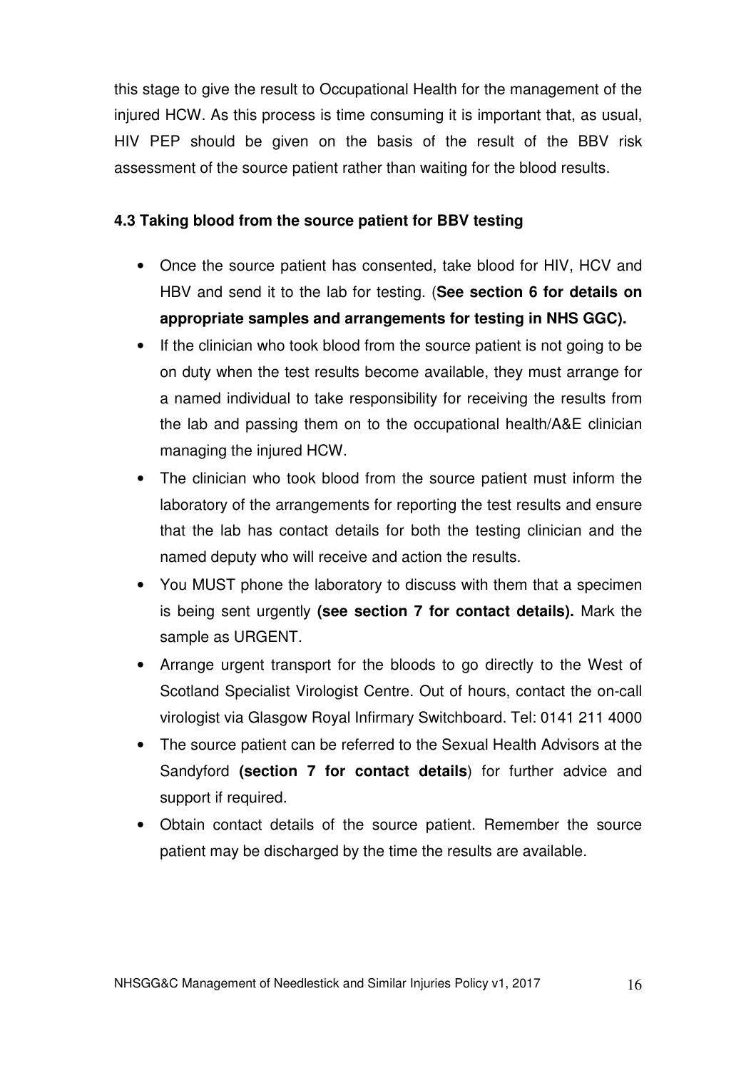this stage to give the result to Occupational Health for the management of the injured HCW. As this process is time consuming it is important that, as usual, HIV PEP should be given on the basis of the result of the BBV risk assessment of the source patient rather than waiting for the blood results.

### 4.3 Taking blood from the source patient for BBV testing

- Once the source patient has consented, take blood for HIV, HCV and HBV and send it to the lab for testing. (**See section 6 for details on appropriate samples and arrangements for testing in NHS GGC).**
- If the clinician who took blood from the source patient is not going to be on duty when the test results become available, they must arrange for a named individual to take responsibility for receiving the results from the lab and passing them on to the occupational health/A&E clinician managing the injured HCW.
- The clinician who took blood from the source patient must inform the laboratory of the arrangements for reporting the test results and ensure that the lab has contact details for both the testing clinician and the named deputy who will receive and action the results.
- You MUST phone the laboratory to discuss with them that a specimen is being sent urgently **(see section 7 for contact details).** Mark the sample as URGENT.
- Arrange urgent transport for the bloods to go directly to the West of Scotland Specialist Virologist Centre. Out of hours, contact the on-call virologist via Glasgow Royal Infirmary Switchboard. Tel: 0141 211 4000
- The source patient can be referred to the Sexual Health Advisors at the Sandyford **(section 7 for contact details**) for further advice and support if required.
- Obtain contact details of the source patient. Remember the source patient may be discharged by the time the results are available.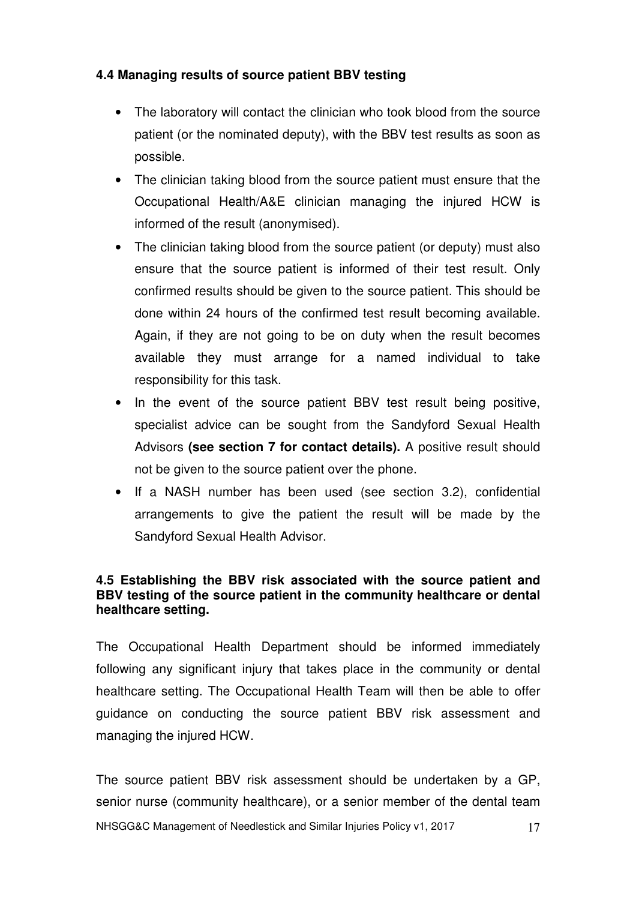### 4.4 Managing results of source patient BBV testing

- The laboratory will contact the clinician who took blood from the source patient (or the nominated deputy), with the BBV test results as soon as possible.
- The clinician taking blood from the source patient must ensure that the Occupational Health/A&E clinician managing the injured HCW is informed of the result (anonymised).
- The clinician taking blood from the source patient (or deputy) must also ensure that the source patient is informed of their test result. Only confirmed results should be given to the source patient. This should be done within 24 hours of the confirmed test result becoming available. Again, if they are not going to be on duty when the result becomes available they must arrange for a named individual to take responsibility for this task.
- In the event of the source patient BBV test result being positive, specialist advice can be sought from the Sandyford Sexual Health Advisors **(see section 7 for contact details).** A positive result should not be given to the source patient over the phone.
- If a NASH number has been used (see section 3.2), confidential arrangements to give the patient the result will be made by the Sandyford Sexual Health Advisor.

### 4.5 Establishing the BBV risk associated with the source patient and BBV testing of the source patient in the community healthcare or dental healthcare setting.

The Occupational Health Department should be informed immediately following any significant injury that takes place in the community or dental healthcare setting. The Occupational Health Team will then be able to offer guidance on conducting the source patient BBV risk assessment and managing the injured HCW.

The source patient BBV risk assessment should be undertaken by a GP, senior nurse (community healthcare), or a senior member of the dental team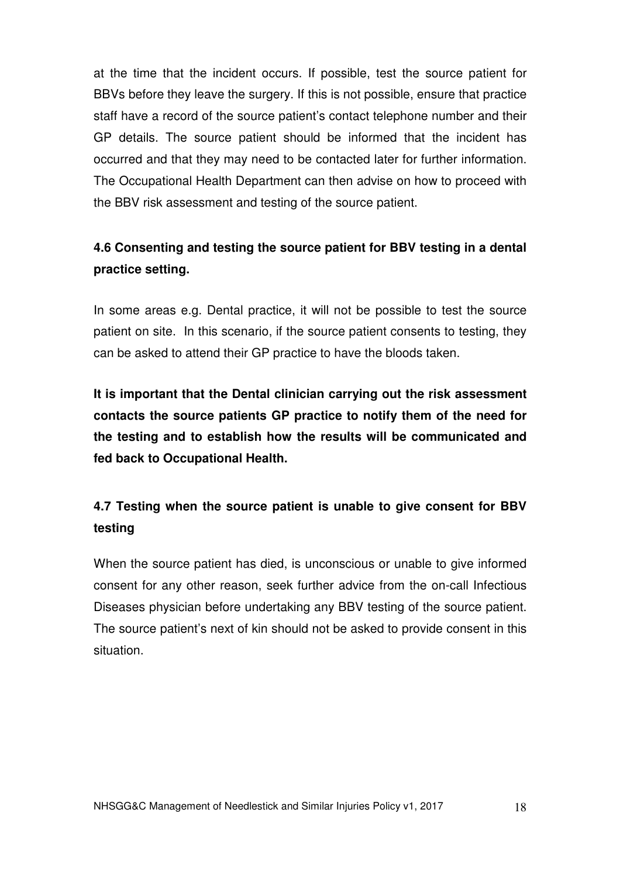at the time that the incident occurs. If possible, test the source patient for BBVs before they leave the surgery. If this is not possible, ensure that practice staff have a record of the source patient's contact telephone number and their GP details. The source patient should be informed that the incident has occurred and that they may need to be contacted later for further information. The Occupational Health Department can then advise on how to proceed with the BBV risk assessment and testing of the source patient.

### 4.6 Consenting and testing the source patient for BBV testing in a dental practice setting.

In some areas e.g. Dental practice, it will not be possible to test the source patient on site. In this scenario, if the source patient consents to testing, they can be asked to attend their GP practice to have the bloods taken.

**It is important that the Dental clinician carrying out the risk assessment contacts the source patients GP practice to notify them of the need for the testing and to establish how the results will be communicated and fed back to Occupational Health.**

### 4.7 Testing when the source patient is unable to give consent for BBV testing

When the source patient has died, is unconscious or unable to give informed consent for any other reason, seek further advice from the on-call Infectious Diseases physician before undertaking any BBV testing of the source patient. The source patient's next of kin should not be asked to provide consent in this situation.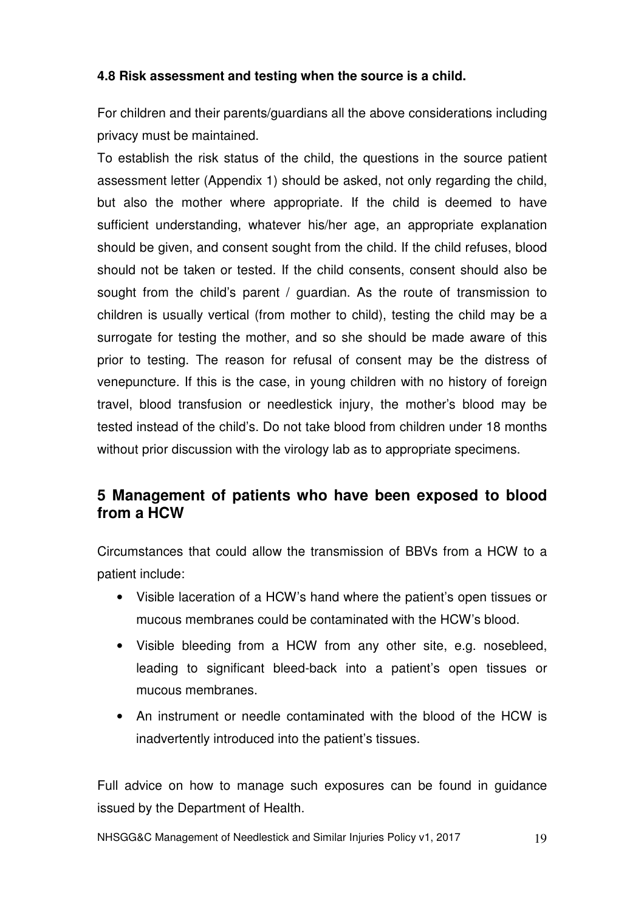#### 4.8 Risk assessment and testing when the source is a child.

For children and their parents/guardians all the above considerations including privacy must be maintained.

To establish the risk status of the child, the questions in the source patient assessment letter (Appendix 1) should be asked, not only regarding the child, but also the mother where appropriate. If the child is deemed to have sufficient understanding, whatever his/her age, an appropriate explanation should be given, and consent sought from the child. If the child refuses, blood should not be taken or tested. If the child consents, consent should also be sought from the child's parent / guardian. As the route of transmission to children is usually vertical (from mother to child), testing the child may be a surrogate for testing the mother, and so she should be made aware of this prior to testing. The reason for refusal of consent may be the distress of venepuncture. If this is the case, in young children with no history of foreign travel, blood transfusion or needlestick injury, the mother's blood may be tested instead of the child's. Do not take blood from children under 18 months without prior discussion with the virology lab as to appropriate specimens.

## 5 Management of patients who have been exposed to blood from a HCW

Circumstances that could allow the transmission of BBVs from a HCW to a patient include:

- Visible laceration of a HCW's hand where the patient's open tissues or mucous membranes could be contaminated with the HCW's blood.
- Visible bleeding from a HCW from any other site, e.g. nosebleed, leading to significant bleed-back into a patient's open tissues or mucous membranes.
- An instrument or needle contaminated with the blood of the HCW is inadvertently introduced into the patient's tissues.

Full advice on how to manage such exposures can be found in guidance issued by the Department of Health.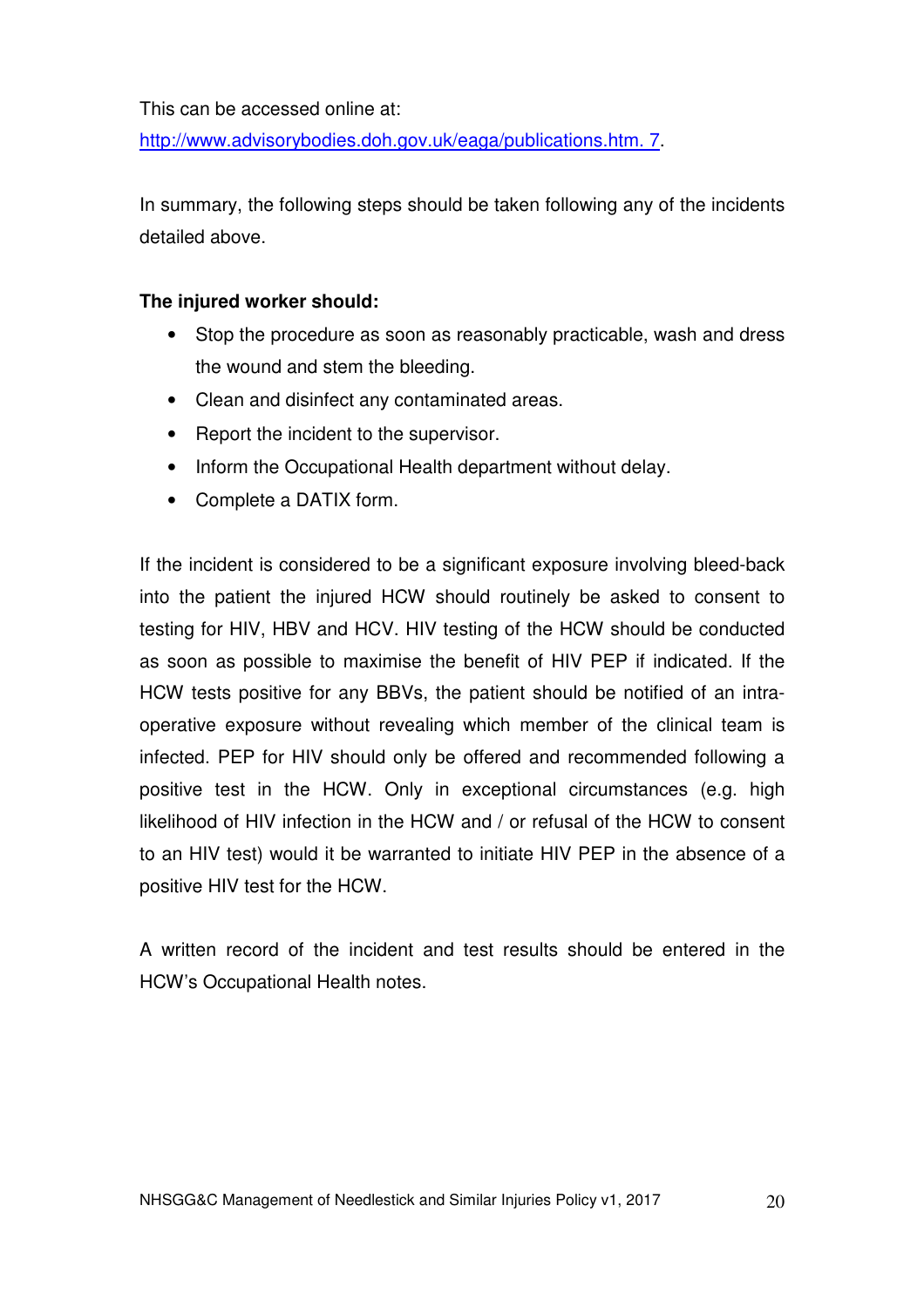This can be accessed online at:

http://www.advisorybodies.doh.gov.uk/eaga/publications.htm. 7.

In summary, the following steps should be taken following any of the incidents detailed above.

**The injured worker should:**

- Stop the procedure as soon as reasonably practicable, wash and dress the wound and stem the bleeding.
- Clean and disinfect any contaminated areas.
- Report the incident to the supervisor.
- Inform the Occupational Health department without delay.
- Complete a DATIX form.

If the incident is considered to be a significant exposure involving bleed-back into the patient the injured HCW should routinely be asked to consent to testing for HIV, HBV and HCV. HIV testing of the HCW should be conducted as soon as possible to maximise the benefit of HIV PEP if indicated. If the HCW tests positive for any BBVs, the patient should be notified of an intra-operative exposure without revealing which member of the clinical team is infected. PEP for HIV should only be offered and recommended following a positive test in the HCW. Only in exceptional circumstances (e.g. high likelihood of HIV infection in the HCW and / or refusal of the HCW to consent to an HIV test) would it be warranted to initiate HIV PEP in the absence of a positive HIV test for the HCW.

A written record of the incident and test results should be entered in the HCW's Occupational Health notes.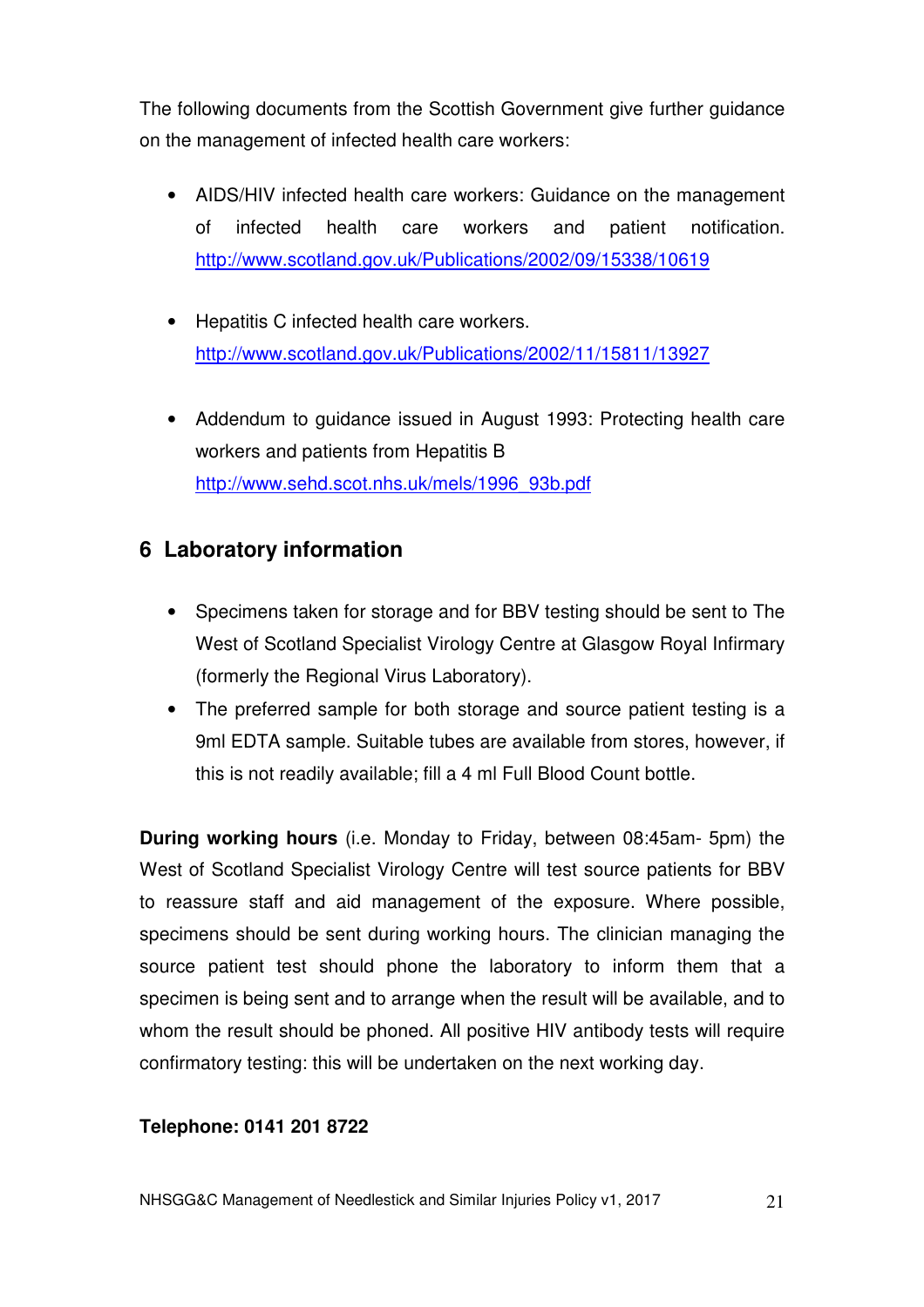The following documents from the Scottish Government give further guidance on the management of infected health care workers:

- AIDS/HIV infected health care workers: Guidance on the management of infected health care workers and patient notification. http://www.scotland.gov.uk/Publications/2002/09/15338/10619

- Hepatitis C infected health care workers. http://www.scotland.gov.uk/Publications/2002/11/15811/13927

- Addendum to guidance issued in August 1993: Protecting health care workers and patients from Hepatitis B http://www.sehd.scot.nhs.uk/mels/1996_93b.pdf

## 6 Laboratory information

- Specimens taken for storage and for BBV testing should be sent to The West of Scotland Specialist Virology Centre at Glasgow Royal Infirmary (formerly the Regional Virus Laboratory).
- The preferred sample for both storage and source patient testing is a 9ml EDTA sample. Suitable tubes are available from stores, however, if this is not readily available; fill a 4 ml Full Blood Count bottle.

**During working hours** (i.e. Monday to Friday, between 08:45am- 5pm) the West of Scotland Specialist Virology Centre will test source patients for BBV to reassure staff and aid management of the exposure. Where possible, specimens should be sent during working hours. The clinician managing the source patient test should phone the laboratory to inform them that a specimen is being sent and to arrange when the result will be available, and to whom the result should be phoned. All positive HIV antibody tests will require confirmatory testing: this will be undertaken on the next working day.

**Telephone: 0141 201 8722**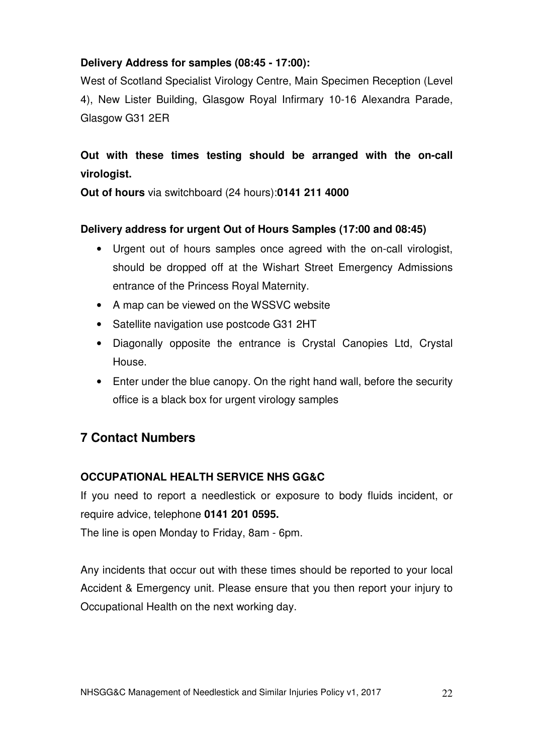**Delivery Address for samples (08:45 - 17:00):**

West of Scotland Specialist Virology Centre, Main Specimen Reception (Level 4), New Lister Building, Glasgow Royal Infirmary 10-16 Alexandra Parade, Glasgow G31 2ER

**Out with these times testing should be arranged with the on-call virologist.**

**Out of hours** via switchboard (24 hours):**0141 211 4000**

**Delivery address for urgent Out of Hours Samples (17:00 and 08:45)**

- Urgent out of hours samples once agreed with the on-call virologist, should be dropped off at the Wishart Street Emergency Admissions entrance of the Princess Royal Maternity.
- A map can be viewed on the WSSVC website
- Satellite navigation use postcode G31 2HT
- Diagonally opposite the entrance is Crystal Canopies Ltd, Crystal House.
- Enter under the blue canopy. On the right hand wall, before the security office is a black box for urgent virology samples

## 7 Contact Numbers

**OCCUPATIONAL HEALTH SERVICE NHS GG&C**

If you need to report a needlestick or exposure to body fluids incident, or require advice, telephone **0141 201 0595.**

The line is open Monday to Friday, 8am - 6pm.

Any incidents that occur out with these times should be reported to your local Accident & Emergency unit. Please ensure that you then report your injury to Occupational Health on the next working day.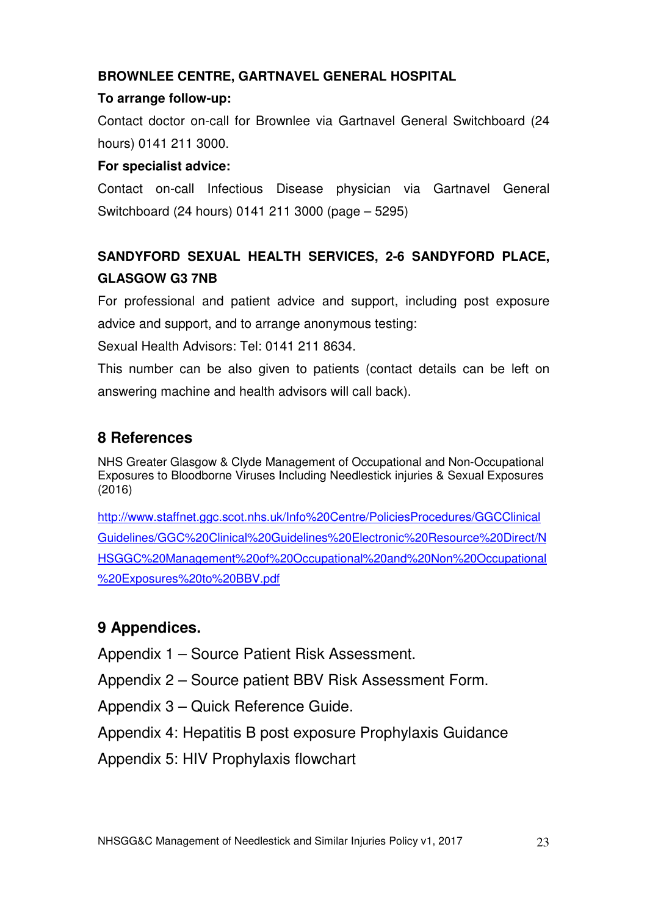**BROWNLEE CENTRE, GARTNAVEL GENERAL HOSPITAL**

**To arrange follow-up:**

Contact doctor on-call for Brownlee via Gartnavel General Switchboard (24 hours) 0141 211 3000.

**For specialist advice:**

Contact on-call Infectious Disease physician via Gartnavel General Switchboard (24 hours) 0141 211 3000 (page – 5295)

**SANDYFORD SEXUAL HEALTH SERVICES, 2-6 SANDYFORD PLACE, GLASGOW G3 7NB**

For professional and patient advice and support, including post exposure advice and support, and to arrange anonymous testing:

Sexual Health Advisors: Tel: 0141 211 8634.

This number can be also given to patients (contact details can be left on answering machine and health advisors will call back).

## 8 References

NHS Greater Glasgow & Clyde Management of Occupational and Non-Occupational Exposures to Bloodborne Viruses Including Needlestick injuries & Sexual Exposures (2016)

http://www.staffnet.ggc.scot.nhs.uk/Info%20Centre/PoliciesProcedures/GGCClinicalGuidelines/GGC%20Clinical%20Guidelines%20Electronic%20Resource%20Direct/NHSGGC%20Management%20of%20Occupational%20and%20Non%20Occupational%20Exposures%20to%20BBV.pdf

## 9 Appendices.

Appendix 1 – Source Patient Risk Assessment.

Appendix 2 – Source patient BBV Risk Assessment Form.

Appendix 3 – Quick Reference Guide.

Appendix 4: Hepatitis B post exposure Prophylaxis Guidance

Appendix 5: HIV Prophylaxis flowchart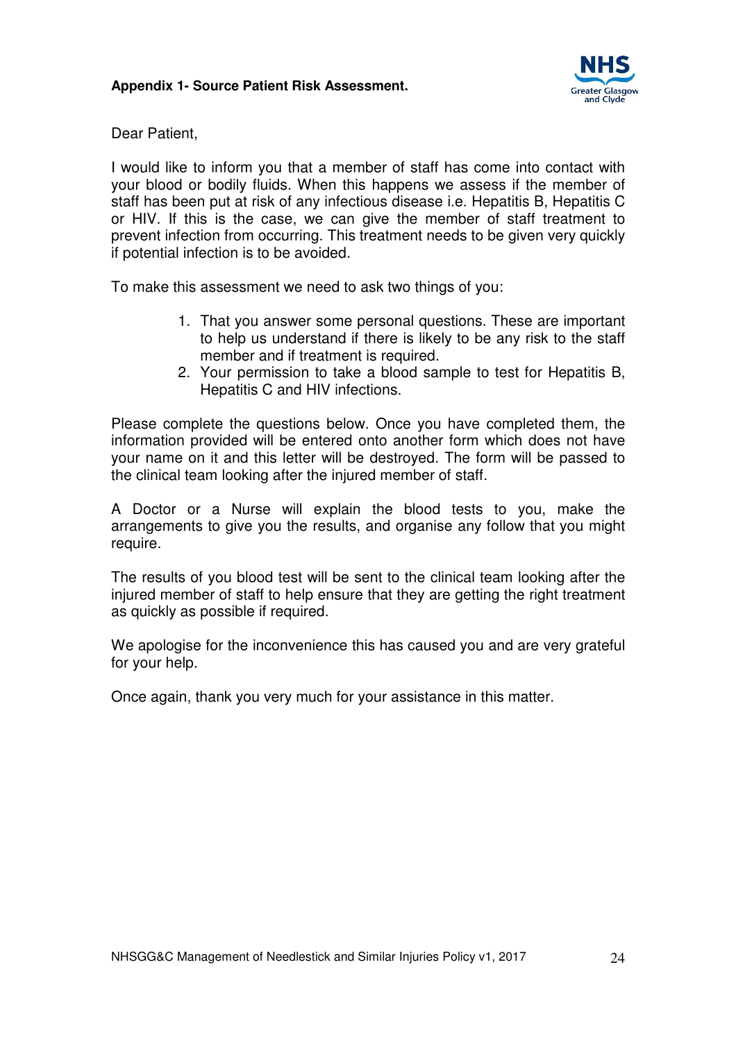**Appendix 1- Source Patient Risk Assessment.**

Dear Patient,

I would like to inform you that a member of staff has come into contact with your blood or bodily fluids. When this happens we assess if the member of staff has been put at risk of any infectious disease i.e. Hepatitis B, Hepatitis C or HIV. If this is the case, we can give the member of staff treatment to prevent infection from occurring. This treatment needs to be given very quickly if potential infection is to be avoided.

To make this assessment we need to ask two things of you:

1. That you answer some personal questions. These are important to help us understand if there is likely to be any risk to the staff member and if treatment is required.
2. Your permission to take a blood sample to test for Hepatitis B, Hepatitis C and HIV infections.

Please complete the questions below. Once you have completed them, the information provided will be entered onto another form which does not have your name on it and this letter will be destroyed. The form will be passed to the clinical team looking after the injured member of staff.

A Doctor or a Nurse will explain the blood tests to you, make the arrangements to give you the results, and organise any follow that you might require.

The results of you blood test will be sent to the clinical team looking after the injured member of staff to help ensure that they are getting the right treatment as quickly as possible if required.

We apologise for the inconvenience this has caused you and are very grateful for your help.

Once again, thank you very much for your assistance in this matter.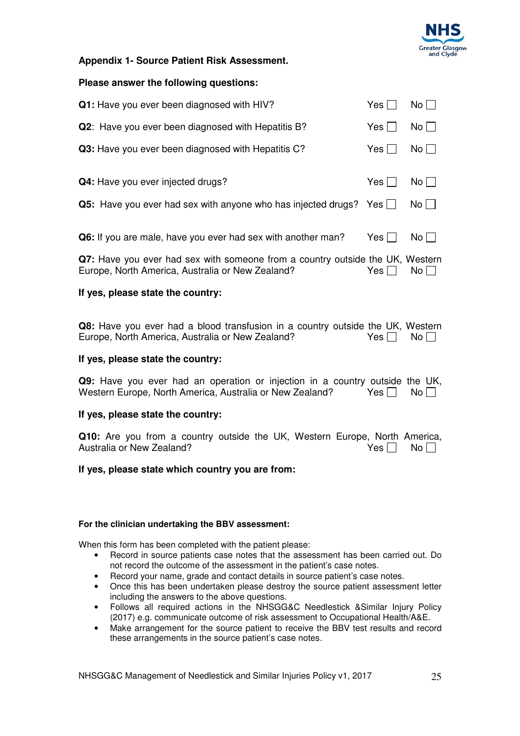**Appendix 1- Source Patient Risk Assessment.**

**Please answer the following questions:**

**Q1:** Have you ever been diagnosed with HIV? Yes ☐ No ☐

**Q2**: Have you ever been diagnosed with Hepatitis B? Yes ☐ No ☐

**Q3:** Have you ever been diagnosed with Hepatitis C? Yes ☐ No ☐

**Q4:** Have you ever injected drugs? Yes ☐ No ☐

**Q5:** Have you ever had sex with anyone who has injected drugs? Yes ☐ No ☐

**Q6:** If you are male, have you ever had sex with another man? Yes ☐ No ☐

**Q7:** Have you ever had sex with someone from a country outside the UK, Western Europe, North America, Australia or New Zealand? Yes ☐ No ☐

**If yes, please state the country:**

**Q8:** Have you ever had a blood transfusion in a country outside the UK, Western Europe, North America, Australia or New Zealand? Yes ☐ No ☐

**If yes, please state the country:**

**Q9:** Have you ever had an operation or injection in a country outside the UK, Western Europe, North America, Australia or New Zealand? Yes ☐ No ☐

**If yes, please state the country:**

**Q10:** Are you from a country outside the UK, Western Europe, North America, Australia or New Zealand? Yes ☐ No ☐

**If yes, please state which country you are from:**

**For the clinician undertaking the BBV assessment:**

When this form has been completed with the patient please:

- Record in source patients case notes that the assessment has been carried out. Do not record the outcome of the assessment in the patient's case notes.
- Record your name, grade and contact details in source patient's case notes.
- Once this has been undertaken please destroy the source patient assessment letter including the answers to the above questions.
- Follows all required actions in the NHSGG&C Needlestick &Similar Injury Policy (2017) e.g. communicate outcome of risk assessment to Occupational Health/A&E.
- Make arrangement for the source patient to receive the BBV test results and record these arrangements in the source patient's case notes.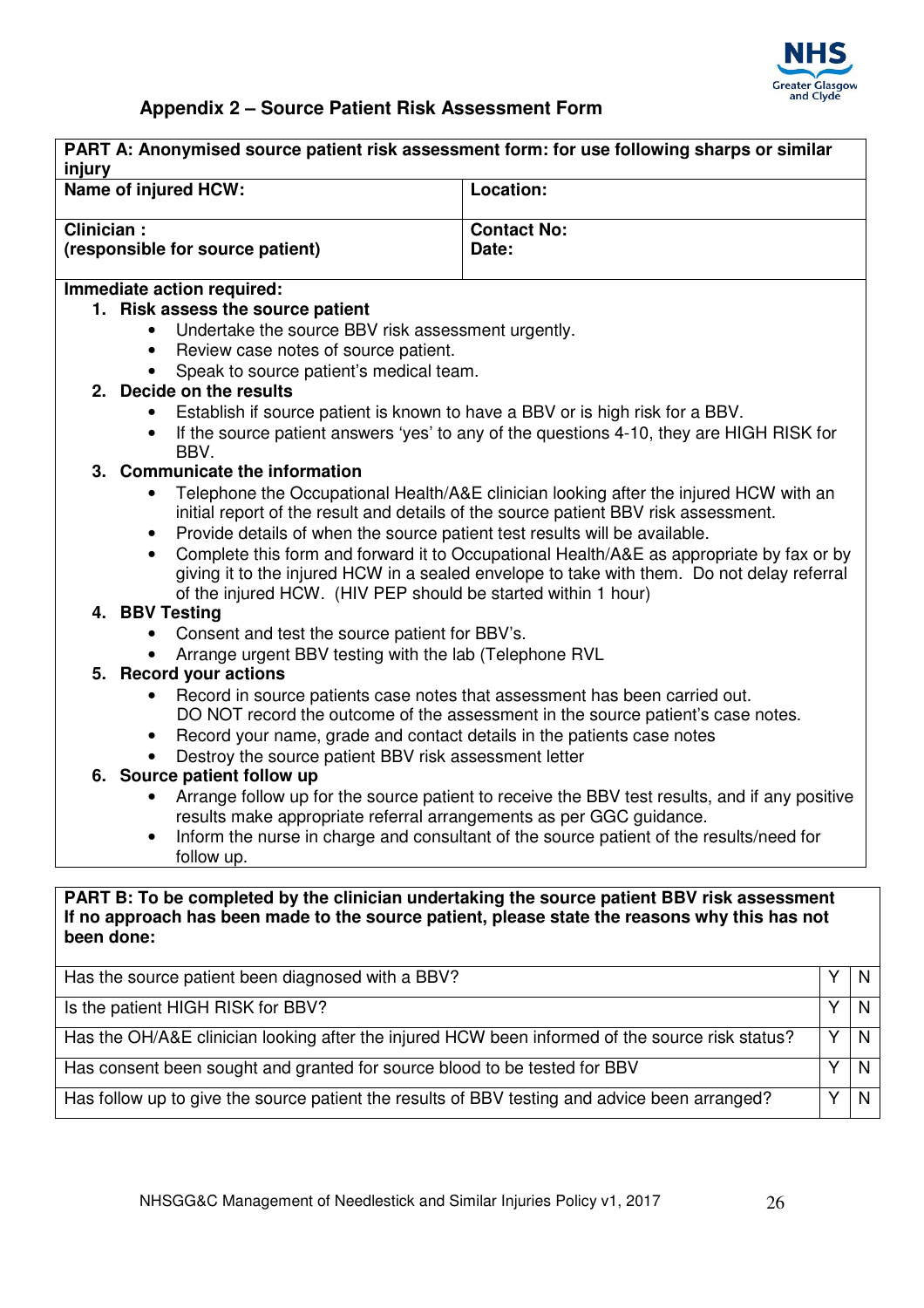## Appendix 2 – Source Patient Risk Assessment Form

| **PART A: Anonymised source patient risk assessment form: for use following sharps or similar injury** | |
|---|---|
| **Name of injured HCW:** | **Location:** |
| **Clinician :**<br>**(responsible for source patient)** | **Contact No:**<br>**Date:** |

**Immediate action required:**

1. **Risk assess the source patient**
   - Undertake the source BBV risk assessment urgently.
   - Review case notes of source patient.
   - Speak to source patient's medical team.
2. **Decide on the results**
   - Establish if source patient is known to have a BBV or is high risk for a BBV.
   - If the source patient answers 'yes' to any of the questions 4-10, they are HIGH RISK for BBV.
3. **Communicate the information**
   - Telephone the Occupational Health/A&E clinician looking after the injured HCW with an initial report of the result and details of the source patient BBV risk assessment.
   - Provide details of when the source patient test results will be available.
   - Complete this form and forward it to Occupational Health/A&E as appropriate by fax or by giving it to the injured HCW in a sealed envelope to take with them. Do not delay referral of the injured HCW. (HIV PEP should be started within 1 hour)
4. **BBV Testing**
   - Consent and test the source patient for BBV's.
   - Arrange urgent BBV testing with the lab (Telephone RVL
5. **Record your actions**
   - Record in source patients case notes that assessment has been carried out. DO NOT record the outcome of the assessment in the source patient's case notes.
   - Record your name, grade and contact details in the patients case notes
   - Destroy the source patient BBV risk assessment letter
6. **Source patient follow up**
   - Arrange follow up for the source patient to receive the BBV test results, and if any positive results make appropriate referral arrangements as per GGC guidance.
   - Inform the nurse in charge and consultant of the source patient of the results/need for follow up.

**PART B: To be completed by the clinician undertaking the source patient BBV risk assessment If no approach has been made to the source patient, please state the reasons why this has not been done:**

| | | |
|---|---|---|
| Has the source patient been diagnosed with a BBV? | Y | N |
| Is the patient HIGH RISK for BBV? | Y | N |
| Has the OH/A&E clinician looking after the injured HCW been informed of the source risk status? | Y | N |
| Has consent been sought and granted for source blood to be tested for BBV | Y | N |
| Has follow up to give the source patient the results of BBV testing and advice been arranged? | Y | N |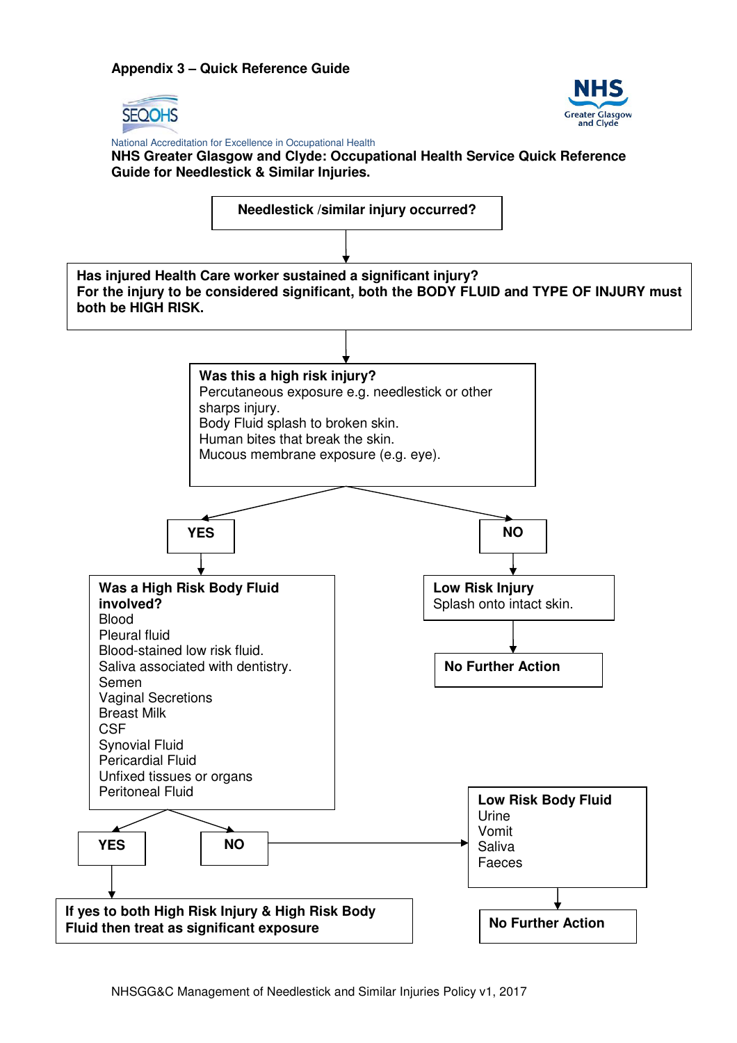**Appendix 3 – Quick Reference Guide**

SEQOHS

National Accreditation for Excellence in Occupational Health

NHS Greater Glasgow and Clyde

**NHS Greater Glasgow and Clyde: Occupational Health Service Quick Reference Guide for Needlestick & Similar Injuries.**

**Needlestick /similar injury occurred?**

↓

**Has injured Health Care worker sustained a significant injury?**
**For the injury to be considered significant, both the BODY FLUID and TYPE OF INJURY must both be HIGH RISK.**

↓

**Was this a high risk injury?**
Percutaneous exposure e.g. needlestick or other sharps injury.
Body Fluid splash to broken skin.
Human bites that break the skin.
Mucous membrane exposure (e.g. eye).

- **YES** →
  **Was a High Risk Body Fluid involved?**
  Blood
  Pleural fluid
  Blood-stained low risk fluid.
  Saliva associated with dentistry.
  Semen
  Vaginal Secretions
  Breast Milk
  CSF
  Synovial Fluid
  Pericardial Fluid
  Unfixed tissues or organs
  Peritoneal Fluid
  - **YES** → **If yes to both High Risk Injury & High Risk Body Fluid then treat as significant exposure**
  - **NO** → **Low Risk Body Fluid**
    Urine
    Vomit
    Saliva
    Faeces
    → **No Further Action**
- **NO** → **Low Risk Injury**
  Splash onto intact skin.
  → **No Further Action**

NHSGG&C Management of Needlestick and Similar Injuries Policy v1, 2017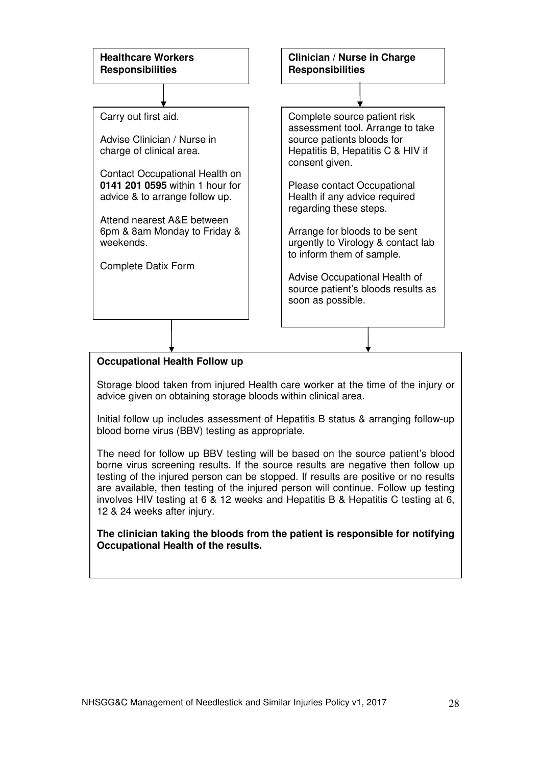**Healthcare Workers Responsibilities**

Carry out first aid.

Advise Clinician / Nurse in charge of clinical area.

Contact Occupational Health on **0141 201 0595** within 1 hour for advice & to arrange follow up.

Attend nearest A&E between 6pm & 8am Monday to Friday & weekends.

Complete Datix Form

**Clinician / Nurse in Charge Responsibilities**

Complete source patient risk assessment tool. Arrange to take source patients bloods for Hepatitis B, Hepatitis C & HIV if consent given.

Please contact Occupational Health if any advice required regarding these steps.

Arrange for bloods to be sent urgently to Virology & contact lab to inform them of sample.

Advise Occupational Health of source patient's bloods results as soon as possible.

**Occupational Health Follow up**

Storage blood taken from injured Health care worker at the time of the injury or advice given on obtaining storage bloods within clinical area.

Initial follow up includes assessment of Hepatitis B status & arranging follow-up blood borne virus (BBV) testing as appropriate.

The need for follow up BBV testing will be based on the source patient's blood borne virus screening results. If the source results are negative then follow up testing of the injured person can be stopped. If results are positive or no results are available, then testing of the injured person will continue. Follow up testing involves HIV testing at 6 & 12 weeks and Hepatitis B & Hepatitis C testing at 6, 12 & 24 weeks after injury.

**The clinician taking the bloods from the patient is responsible for notifying Occupational Health of the results.**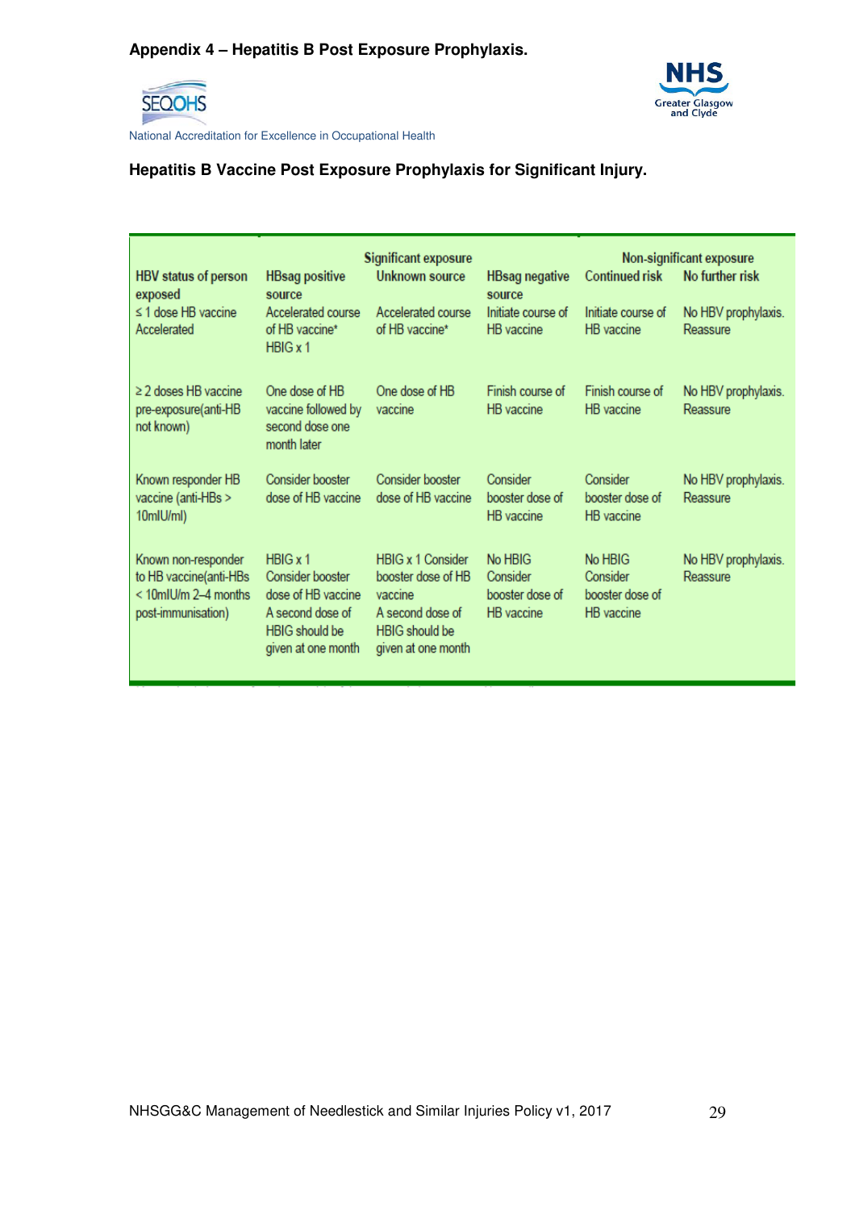## Appendix 4 – Hepatitis B Post Exposure Prophylaxis.

National Accreditation for Excellence in Occupational Health

### Hepatitis B Vaccine Post Exposure Prophylaxis for Significant Injury.

| HBV status of person exposed | Significant exposure HBsag positive source | Unknown source | HBsag negative source | Non-significant exposure Continued risk | No further risk |
|---|---|---|---|---|---|
| ≤ 1 dose HB vaccine Accelerated | Accelerated course of HB vaccine* HBIG x 1 | Accelerated course of HB vaccine* | Initiate course of HB vaccine | Initiate course of HB vaccine | No HBV prophylaxis. Reassure |
| ≥ 2 doses HB vaccine pre-exposure(anti-HB not known) | One dose of HB vaccine followed by second dose one month later | One dose of HB vaccine | Finish course of HB vaccine | Finish course of HB vaccine | No HBV prophylaxis. Reassure |
| Known responder HB vaccine (anti-HBs > 10mIU/ml) | Consider booster dose of HB vaccine | Consider booster dose of HB vaccine | Consider booster dose of HB vaccine | Consider booster dose of HB vaccine | No HBV prophylaxis. Reassure |
| Known non-responder to HB vaccine(anti-HBs < 10mIU/m 2–4 months post-immunisation) | HBIG x 1 Consider booster dose of HB vaccine A second dose of HBIG should be given at one month | HBIG x 1 Consider booster dose of HB vaccine A second dose of HBIG should be given at one month | No HBIG Consider booster dose of HB vaccine | No HBIG Consider booster dose of HB vaccine | No HBV prophylaxis. Reassure |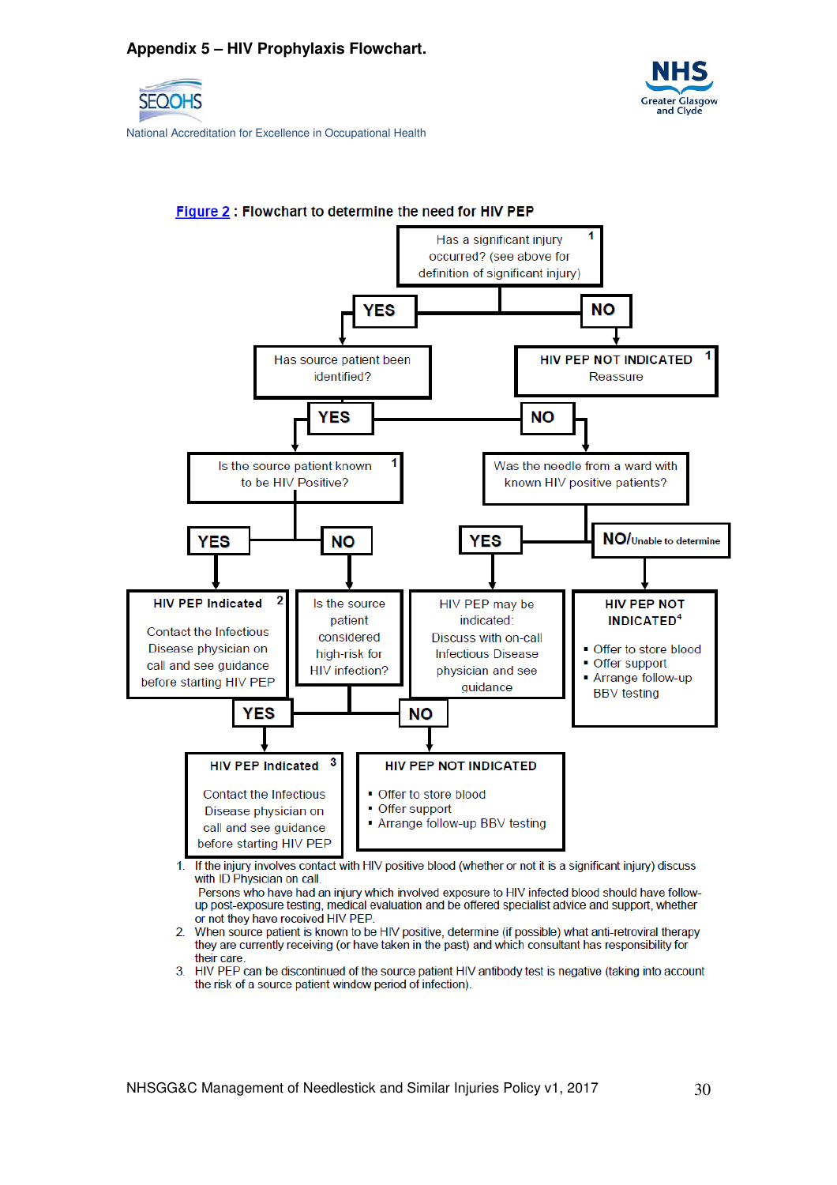# Appendix 5 – HIV Prophylaxis Flowchart.

SEQOHS

National Accreditation for Excellence in Occupational Health

NHS Greater Glasgow and Clyde

**Figure 2 : Flowchart to determine the need for HIV PEP**

Has a significant injury occurred? (see above for definition of significant injury) [1]

YES

NO

Has source patient been identified?

HIV PEP NOT INDICATED [1]
Reassure

YES

NO

Is the source patient known to be HIV Positive? [1]

Was the needle from a ward with known HIV positive patients?

YES

NO

YES

NO/Unable to determine

**HIV PEP Indicated** [2]
Contact the Infectious Disease physician on call and see guidance before starting HIV PEP

Is the source patient considered high-risk for HIV infection?

HIV PEP may be indicated:
Discuss with on-call Infectious Disease physician and see guidance

**HIV PEP NOT INDICATED**[4]
- Offer to store blood
- Offer support
- Arrange follow-up BBV testing

YES

NO

**HIV PEP Indicated** [3]
Contact the Infectious Disease physician on call and see guidance before starting HIV PEP

**HIV PEP NOT INDICATED**
- Offer to store blood
- Offer support
- Arrange follow-up BBV testing

1. If the injury involves contact with HIV positive blood (whether or not it is a significant injury) discuss with ID Physician on call.
   Persons who have had an injury which involved exposure to HIV infected blood should have follow-up post-exposure testing, medical evaluation and be offered specialist advice and support, whether or not they have received HIV PEP.
2. When source patient is known to be HIV positive, determine (if possible) what anti-retroviral therapy they are currently receiving (or have taken in the past) and which consultant has responsibility for their care.
3. HIV PEP can be discontinued of the source patient HIV antibody test is negative (taking into account the risk of a source patient window period of infection).